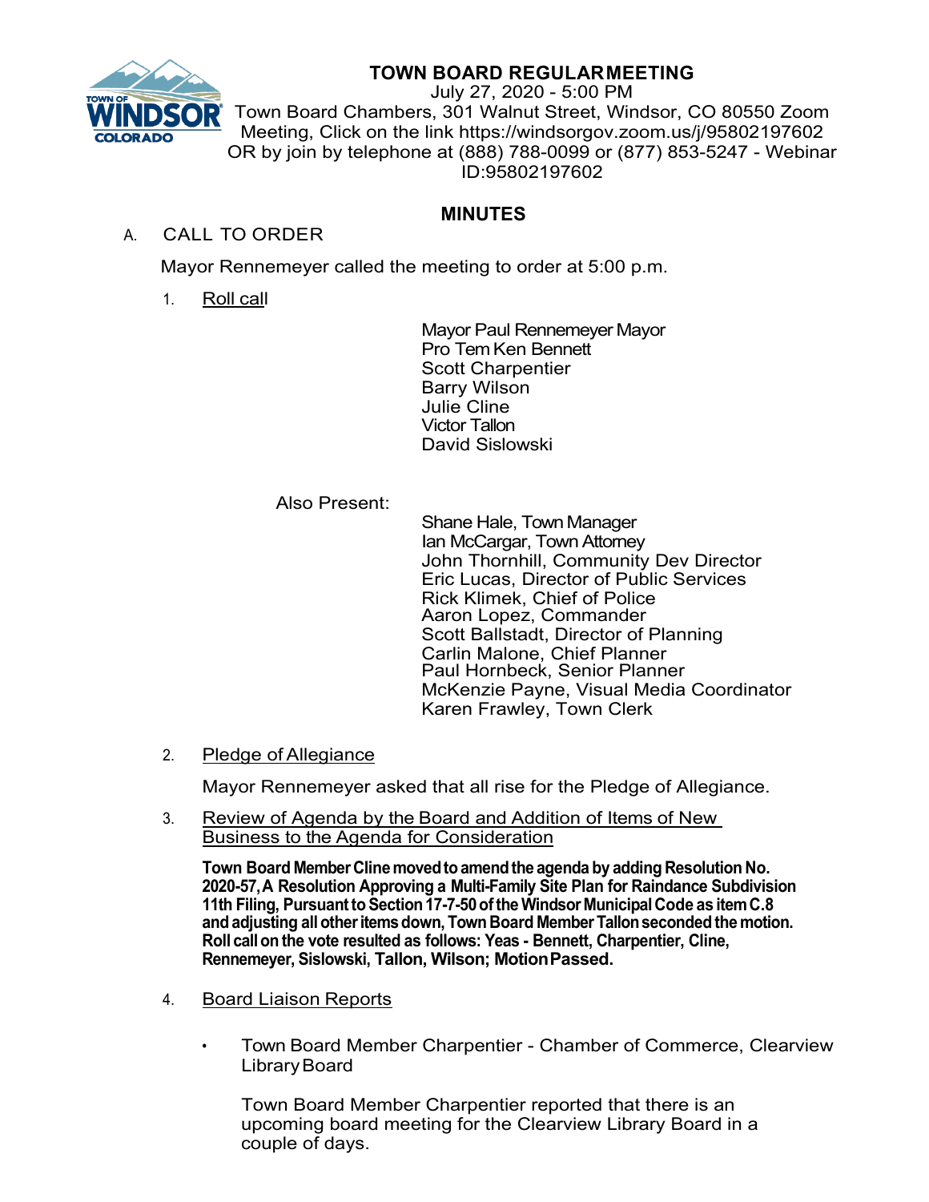# TOWN BOARD REGULAR MEETING

July 27, 2020 - 5:00 PM

Town Board Chambers, 301 Walnut Street, Windsor, CO 80550 Zoom Meeting, Click on the link https://windsorgov.zoom.us/j/95802197602 OR by join by telephone at (888) 788-0099 or (877) 853-5247 - Webinar ID:95802197602

## MINUTES

A. CALL TO ORDER

Mayor Rennemeyer called the meeting to order at 5:00 p.m.

1. Roll call

Mayor Paul Rennemeyer
Mayor Pro Tem Ken Bennett
Scott Charpentier
Barry Wilson
Julie Cline
Victor Tallon
David Sislowski

Also Present:

Shane Hale, Town Manager
Ian McCargar, Town Attorney
John Thornhill, Community Dev Director
Eric Lucas, Director of Public Services
Rick Klimek, Chief of Police
Aaron Lopez, Commander
Scott Ballstadt, Director of Planning
Carlin Malone, Chief Planner
Paul Hornbeck, Senior Planner
McKenzie Payne, Visual Media Coordinator
Karen Frawley, Town Clerk

2. Pledge of Allegiance

Mayor Rennemeyer asked that all rise for the Pledge of Allegiance.

3. Review of Agenda by the Board and Addition of Items of New Business to the Agenda for Consideration

**Town Board Member Cline moved to amend the agenda by adding Resolution No. 2020-57, A Resolution Approving a Multi-Family Site Plan for Raindance Subdivision 11th Filing, Pursuant to Section 17-7-50 of the Windsor Municipal Code as item C.8 and adjusting all other items down, Town Board Member Tallon seconded the motion. Roll call on the vote resulted as follows: Yeas - Bennett, Charpentier, Cline, Rennemeyer, Sislowski, Tallon, Wilson; Motion Passed.**

4. Board Liaison Reports

- Town Board Member Charpentier - Chamber of Commerce, Clearview Library Board

  Town Board Member Charpentier reported that there is an upcoming board meeting for the Clearview Library Board in a couple of days.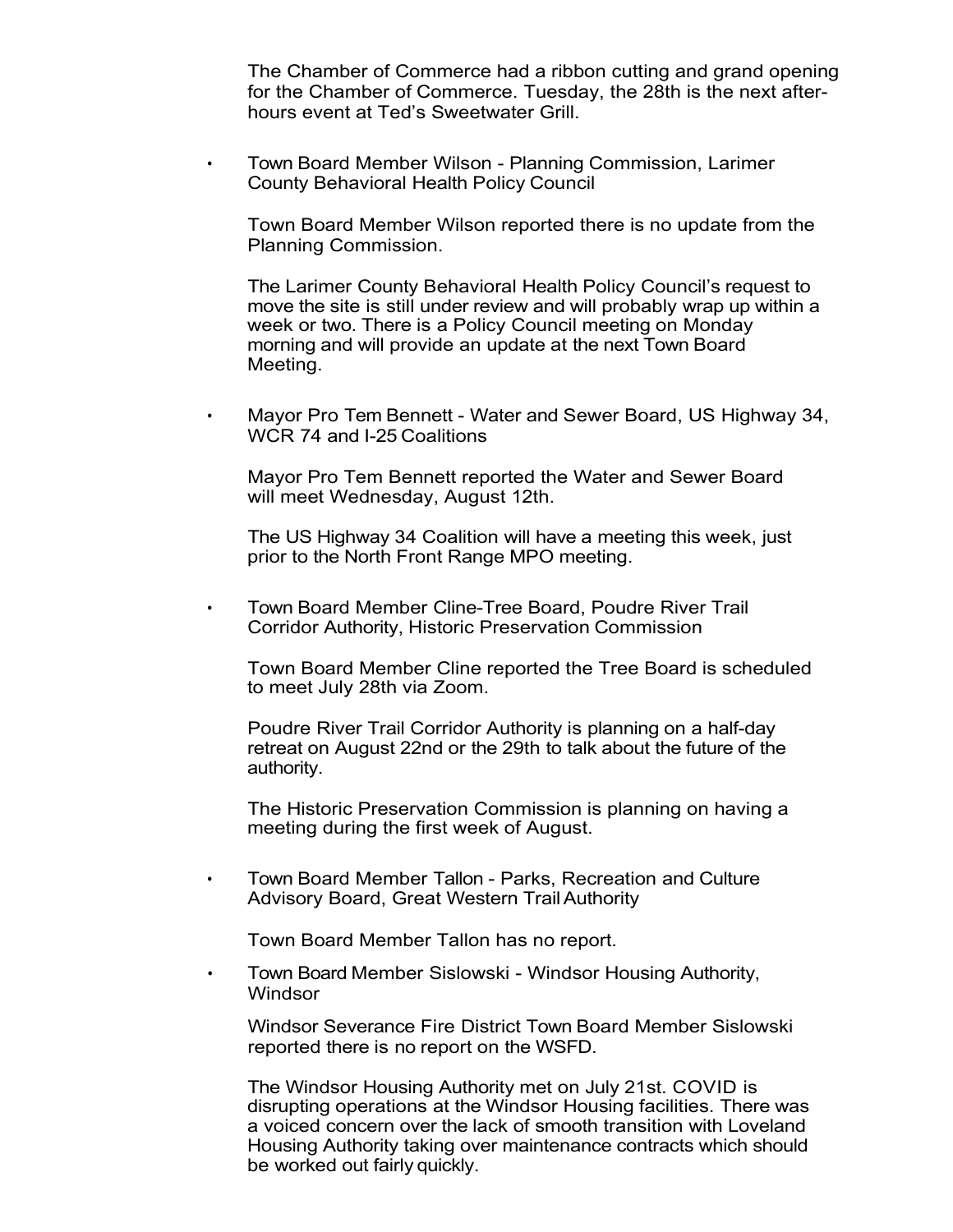The Chamber of Commerce had a ribbon cutting and grand opening for the Chamber of Commerce. Tuesday, the 28th is the next after-hours event at Ted's Sweetwater Grill.

- Town Board Member Wilson - Planning Commission, Larimer County Behavioral Health Policy Council

  Town Board Member Wilson reported there is no update from the Planning Commission.

  The Larimer County Behavioral Health Policy Council's request to move the site is still under review and will probably wrap up within a week or two. There is a Policy Council meeting on Monday morning and will provide an update at the next Town Board Meeting.

- Mayor Pro Tem Bennett - Water and Sewer Board, US Highway 34, WCR 74 and I-25 Coalitions

  Mayor Pro Tem Bennett reported the Water and Sewer Board will meet Wednesday, August 12th.

  The US Highway 34 Coalition will have a meeting this week, just prior to the North Front Range MPO meeting.

- Town Board Member Cline-Tree Board, Poudre River Trail Corridor Authority, Historic Preservation Commission

  Town Board Member Cline reported the Tree Board is scheduled to meet July 28th via Zoom.

  Poudre River Trail Corridor Authority is planning on a half-day retreat on August 22nd or the 29th to talk about the future of the authority.

  The Historic Preservation Commission is planning on having a meeting during the first week of August.

- Town Board Member Tallon - Parks, Recreation and Culture Advisory Board, Great Western Trail Authority

  Town Board Member Tallon has no report.

- Town Board Member Sislowski - Windsor Housing Authority, Windsor

  Windsor Severance Fire District Town Board Member Sislowski reported there is no report on the WSFD.

  The Windsor Housing Authority met on July 21st. COVID is disrupting operations at the Windsor Housing facilities. There was a voiced concern over the lack of smooth transition with Loveland Housing Authority taking over maintenance contracts which should be worked out fairly quickly.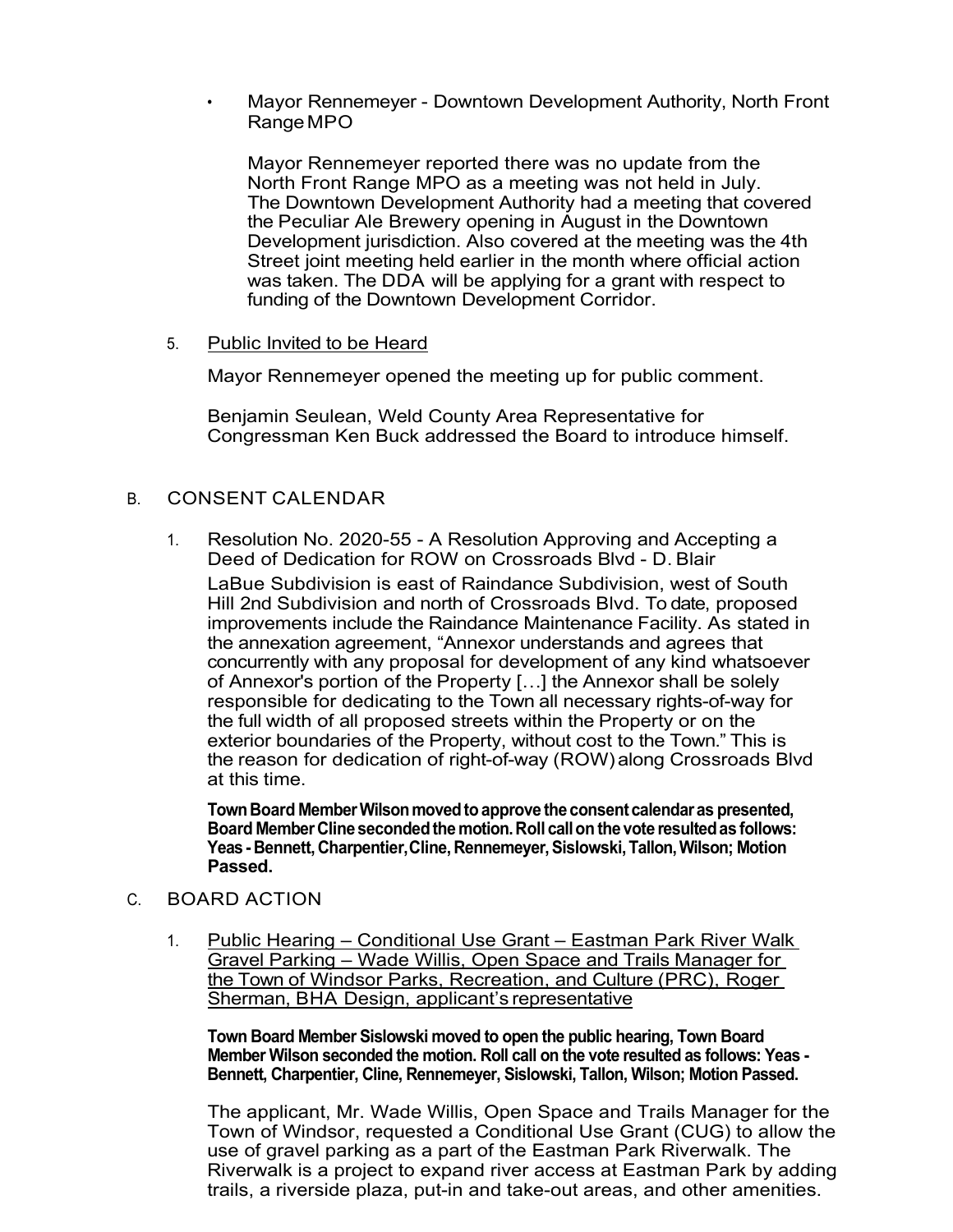- Mayor Rennemeyer - Downtown Development Authority, North Front Range MPO

  Mayor Rennemeyer reported there was no update from the North Front Range MPO as a meeting was not held in July. The Downtown Development Authority had a meeting that covered the Peculiar Ale Brewery opening in August in the Downtown Development jurisdiction. Also covered at the meeting was the 4th Street joint meeting held earlier in the month where official action was taken. The DDA will be applying for a grant with respect to funding of the Downtown Development Corridor.

5. Public Invited to be Heard

   Mayor Rennemeyer opened the meeting up for public comment.

   Benjamin Seulean, Weld County Area Representative for Congressman Ken Buck addressed the Board to introduce himself.

## B. CONSENT CALENDAR

1. Resolution No. 2020-55 - A Resolution Approving and Accepting a Deed of Dedication for ROW on Crossroads Blvd - D. Blair

   LaBue Subdivision is east of Raindance Subdivision, west of South Hill 2nd Subdivision and north of Crossroads Blvd. To date, proposed improvements include the Raindance Maintenance Facility. As stated in the annexation agreement, "Annexor understands and agrees that concurrently with any proposal for development of any kind whatsoever of Annexor's portion of the Property […] the Annexor shall be solely responsible for dedicating to the Town all necessary rights-of-way for the full width of all proposed streets within the Property or on the exterior boundaries of the Property, without cost to the Town." This is the reason for dedication of right-of-way (ROW) along Crossroads Blvd at this time.

   **Town Board Member Wilson moved to approve the consent calendar as presented, Board Member Cline seconded the motion. Roll call on the vote resulted as follows: Yeas - Bennett, Charpentier, Cline, Rennemeyer, Sislowski, Tallon, Wilson; Motion Passed.**

## C. BOARD ACTION

1. Public Hearing – Conditional Use Grant – Eastman Park River Walk Gravel Parking – Wade Willis, Open Space and Trails Manager for the Town of Windsor Parks, Recreation, and Culture (PRC), Roger Sherman, BHA Design, applicant's representative

   **Town Board Member Sislowski moved to open the public hearing, Town Board Member Wilson seconded the motion. Roll call on the vote resulted as follows: Yeas - Bennett, Charpentier, Cline, Rennemeyer, Sislowski, Tallon, Wilson; Motion Passed.**

   The applicant, Mr. Wade Willis, Open Space and Trails Manager for the Town of Windsor, requested a Conditional Use Grant (CUG) to allow the use of gravel parking as a part of the Eastman Park Riverwalk. The Riverwalk is a project to expand river access at Eastman Park by adding trails, a riverside plaza, put-in and take-out areas, and other amenities.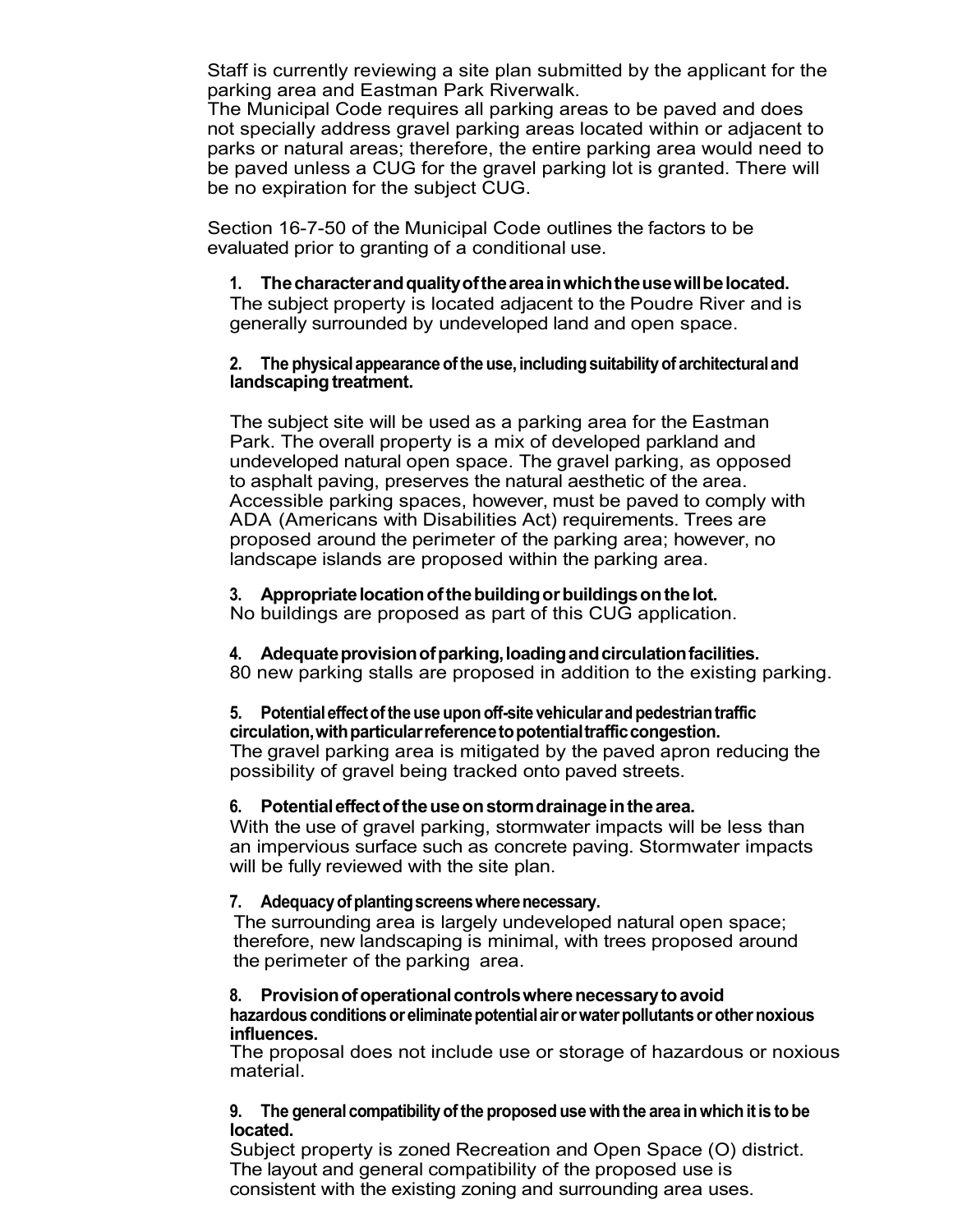Staff is currently reviewing a site plan submitted by the applicant for the parking area and Eastman Park Riverwalk.

The Municipal Code requires all parking areas to be paved and does not specially address gravel parking areas located within or adjacent to parks or natural areas; therefore, the entire parking area would need to be paved unless a CUG for the gravel parking lot is granted. There will be no expiration for the subject CUG.

Section 16-7-50 of the Municipal Code outlines the factors to be evaluated prior to granting of a conditional use.

1. **The character and quality of the area in which the use will be located.**
   The subject property is located adjacent to the Poudre River and is generally surrounded by undeveloped land and open space.

2. **The physical appearance of the use, including suitability of architectural and landscaping treatment.**

   The subject site will be used as a parking area for the Eastman Park. The overall property is a mix of developed parkland and undeveloped natural open space. The gravel parking, as opposed to asphalt paving, preserves the natural aesthetic of the area. Accessible parking spaces, however, must be paved to comply with ADA (Americans with Disabilities Act) requirements. Trees are proposed around the perimeter of the parking area; however, no landscape islands are proposed within the parking area.

3. **Appropriate location of the building or buildings on the lot.**
   No buildings are proposed as part of this CUG application.

4. **Adequate provision of parking, loading and circulation facilities.**
   80 new parking stalls are proposed in addition to the existing parking.

5. **Potential effect of the use upon off-site vehicular and pedestrian traffic circulation, with particular reference to potential traffic congestion.**
   The gravel parking area is mitigated by the paved apron reducing the possibility of gravel being tracked onto paved streets.

6. **Potential effect of the use on storm drainage in the area.**
   With the use of gravel parking, stormwater impacts will be less than an impervious surface such as concrete paving. Stormwater impacts will be fully reviewed with the site plan.

7. **Adequacy of planting screens where necessary.**
   The surrounding area is largely undeveloped natural open space; therefore, new landscaping is minimal, with trees proposed around the perimeter of the parking area.

8. **Provision of operational controls where necessary to avoid hazardous conditions or eliminate potential air or water pollutants or other noxious influences.**
   The proposal does not include use or storage of hazardous or noxious material.

9. **The general compatibility of the proposed use with the area in which it is to be located.**
   Subject property is zoned Recreation and Open Space (O) district. The layout and general compatibility of the proposed use is consistent with the existing zoning and surrounding area uses.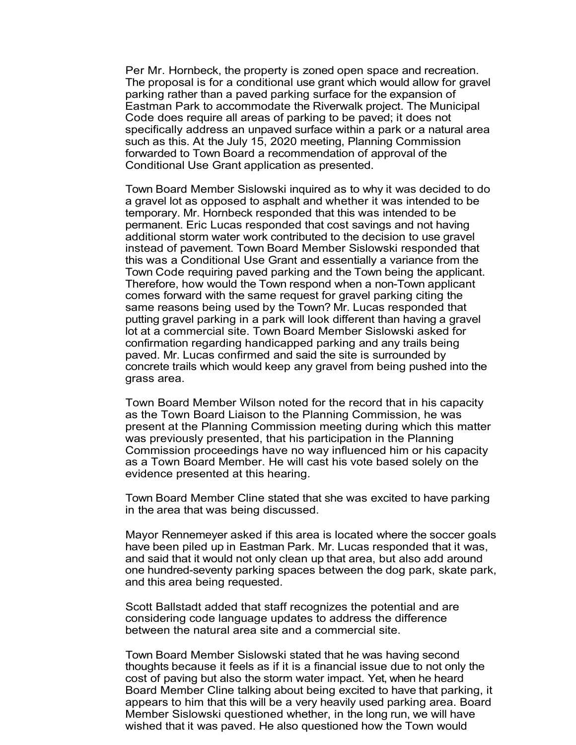Per Mr. Hornbeck, the property is zoned open space and recreation. The proposal is for a conditional use grant which would allow for gravel parking rather than a paved parking surface for the expansion of Eastman Park to accommodate the Riverwalk project. The Municipal Code does require all areas of parking to be paved; it does not specifically address an unpaved surface within a park or a natural area such as this. At the July 15, 2020 meeting, Planning Commission forwarded to Town Board a recommendation of approval of the Conditional Use Grant application as presented.

Town Board Member Sislowski inquired as to why it was decided to do a gravel lot as opposed to asphalt and whether it was intended to be temporary. Mr. Hornbeck responded that this was intended to be permanent. Eric Lucas responded that cost savings and not having additional storm water work contributed to the decision to use gravel instead of pavement. Town Board Member Sislowski responded that this was a Conditional Use Grant and essentially a variance from the Town Code requiring paved parking and the Town being the applicant. Therefore, how would the Town respond when a non-Town applicant comes forward with the same request for gravel parking citing the same reasons being used by the Town? Mr. Lucas responded that putting gravel parking in a park will look different than having a gravel lot at a commercial site. Town Board Member Sislowski asked for confirmation regarding handicapped parking and any trails being paved. Mr. Lucas confirmed and said the site is surrounded by concrete trails which would keep any gravel from being pushed into the grass area.

Town Board Member Wilson noted for the record that in his capacity as the Town Board Liaison to the Planning Commission, he was present at the Planning Commission meeting during which this matter was previously presented, that his participation in the Planning Commission proceedings have no way influenced him or his capacity as a Town Board Member. He will cast his vote based solely on the evidence presented at this hearing.

Town Board Member Cline stated that she was excited to have parking in the area that was being discussed.

Mayor Rennemeyer asked if this area is located where the soccer goals have been piled up in Eastman Park. Mr. Lucas responded that it was, and said that it would not only clean up that area, but also add around one hundred-seventy parking spaces between the dog park, skate park, and this area being requested.

Scott Ballstadt added that staff recognizes the potential and are considering code language updates to address the difference between the natural area site and a commercial site.

Town Board Member Sislowski stated that he was having second thoughts because it feels as if it is a financial issue due to not only the cost of paving but also the storm water impact. Yet, when he heard Board Member Cline talking about being excited to have that parking, it appears to him that this will be a very heavily used parking area. Board Member Sislowski questioned whether, in the long run, we will have wished that it was paved. He also questioned how the Town would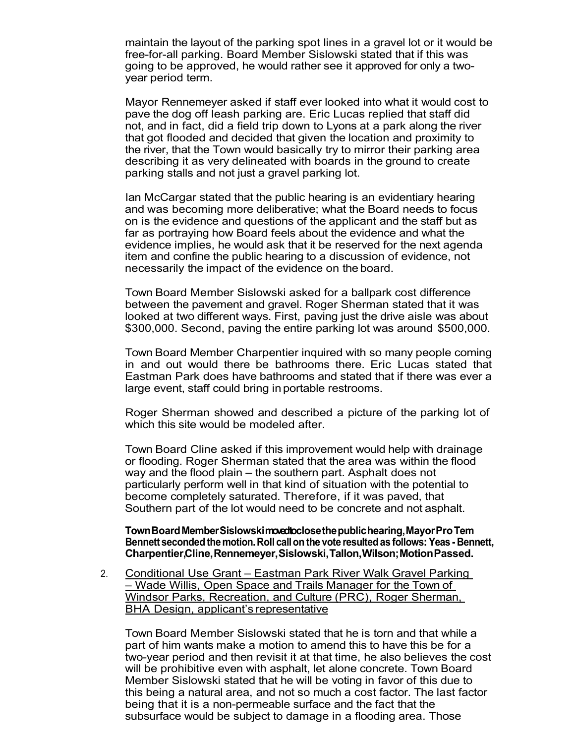maintain the layout of the parking spot lines in a gravel lot or it would be free-for-all parking. Board Member Sislowski stated that if this was going to be approved, he would rather see it approved for only a two-year period term.

Mayor Rennemeyer asked if staff ever looked into what it would cost to pave the dog off leash parking are. Eric Lucas replied that staff did not, and in fact, did a field trip down to Lyons at a park along the river that got flooded and decided that given the location and proximity to the river, that the Town would basically try to mirror their parking area describing it as very delineated with boards in the ground to create parking stalls and not just a gravel parking lot.

Ian McCargar stated that the public hearing is an evidentiary hearing and was becoming more deliberative; what the Board needs to focus on is the evidence and questions of the applicant and the staff but as far as portraying how Board feels about the evidence and what the evidence implies, he would ask that it be reserved for the next agenda item and confine the public hearing to a discussion of evidence, not necessarily the impact of the evidence on the board.

Town Board Member Sislowski asked for a ballpark cost difference between the pavement and gravel. Roger Sherman stated that it was looked at two different ways. First, paving just the drive aisle was about $300,000. Second, paving the entire parking lot was around $500,000.

Town Board Member Charpentier inquired with so many people coming in and out would there be bathrooms there. Eric Lucas stated that Eastman Park does have bathrooms and stated that if there was ever a large event, staff could bring in portable restrooms.

Roger Sherman showed and described a picture of the parking lot of which this site would be modeled after.

Town Board Cline asked if this improvement would help with drainage or flooding. Roger Sherman stated that the area was within the flood way and the flood plain – the southern part. Asphalt does not particularly perform well in that kind of situation with the potential to become completely saturated. Therefore, if it was paved, that Southern part of the lot would need to be concrete and not asphalt.

**Town Board Member Sislowski moved to close the public hearing, Mayor Pro Tem Bennett seconded the motion. Roll call on the vote resulted as follows: Yeas - Bennett, Charpentier, Cline, Rennemeyer, Sislowski, Tallon, Wilson; Motion Passed.**

2. Conditional Use Grant – Eastman Park River Walk Gravel Parking – Wade Willis, Open Space and Trails Manager for the Town of Windsor Parks, Recreation, and Culture (PRC), Roger Sherman, BHA Design, applicant's representative

   Town Board Member Sislowski stated that he is torn and that while a part of him wants make a motion to amend this to have this be for a two-year period and then revisit it at that time, he also believes the cost will be prohibitive even with asphalt, let alone concrete. Town Board Member Sislowski stated that he will be voting in favor of this due to this being a natural area, and not so much a cost factor. The last factor being that it is a non-permeable surface and the fact that the subsurface would be subject to damage in a flooding area. Those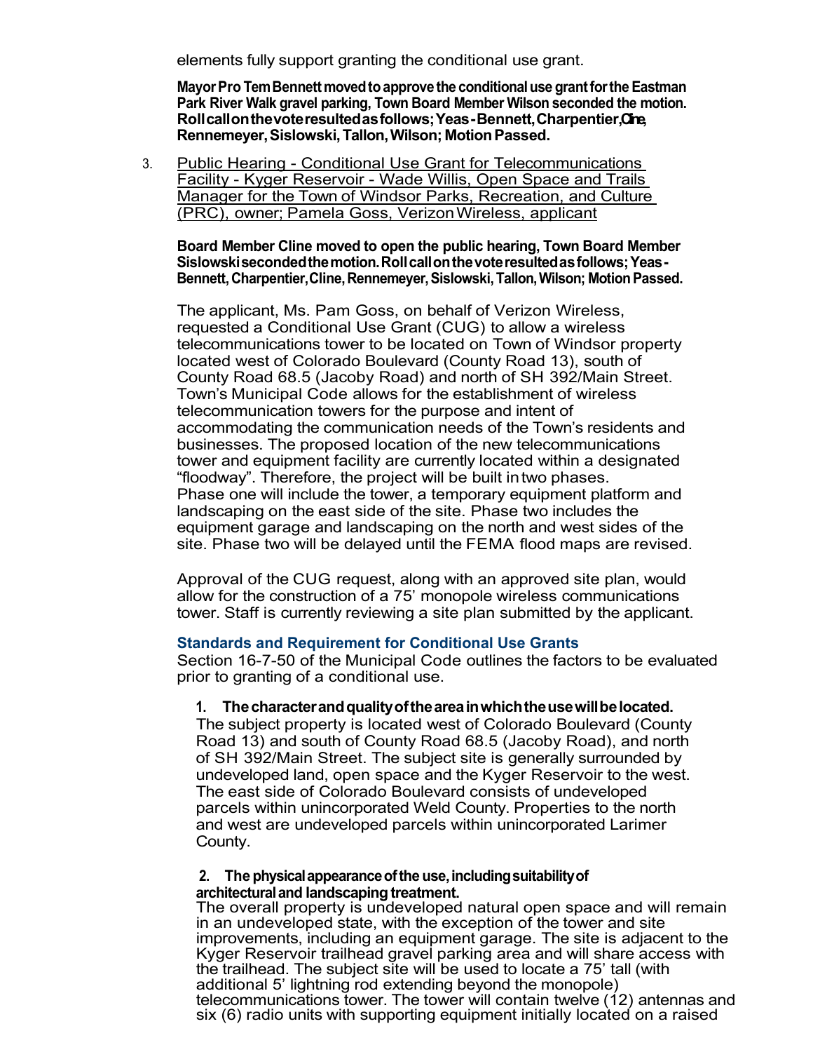elements fully support granting the conditional use grant.

**Mayor Pro Tem Bennett moved to approve the conditional use grant for the Eastman Park River Walk gravel parking, Town Board Member Wilson seconded the motion. Roll call on the vote resulted as follows; Yeas - Bennett, Charpentier, Cline, Rennemeyer, Sislowski, Tallon, Wilson; Motion Passed.**

3. Public Hearing - Conditional Use Grant for Telecommunications Facility - Kyger Reservoir - Wade Willis, Open Space and Trails Manager for the Town of Windsor Parks, Recreation, and Culture (PRC), owner; Pamela Goss, Verizon Wireless, applicant

**Board Member Cline moved to open the public hearing, Town Board Member Sislowski seconded the motion. Roll call on the vote resulted as follows; Yeas - Bennett, Charpentier, Cline, Rennemeyer, Sislowski, Tallon, Wilson; Motion Passed.**

The applicant, Ms. Pam Goss, on behalf of Verizon Wireless, requested a Conditional Use Grant (CUG) to allow a wireless telecommunications tower to be located on Town of Windsor property located west of Colorado Boulevard (County Road 13), south of County Road 68.5 (Jacoby Road) and north of SH 392/Main Street. Town's Municipal Code allows for the establishment of wireless telecommunication towers for the purpose and intent of accommodating the communication needs of the Town's residents and businesses. The proposed location of the new telecommunications tower and equipment facility are currently located within a designated "floodway". Therefore, the project will be built in two phases. Phase one will include the tower, a temporary equipment platform and landscaping on the east side of the site. Phase two includes the equipment garage and landscaping on the north and west sides of the site. Phase two will be delayed until the FEMA flood maps are revised.

Approval of the CUG request, along with an approved site plan, would allow for the construction of a 75' monopole wireless communications tower. Staff is currently reviewing a site plan submitted by the applicant.

### Standards and Requirement for Conditional Use Grants

Section 16-7-50 of the Municipal Code outlines the factors to be evaluated prior to granting of a conditional use.

**1. The character and quality of the area in which the use will be located.**
The subject property is located west of Colorado Boulevard (County Road 13) and south of County Road 68.5 (Jacoby Road), and north of SH 392/Main Street. The subject site is generally surrounded by undeveloped land, open space and the Kyger Reservoir to the west. The east side of Colorado Boulevard consists of undeveloped parcels within unincorporated Weld County. Properties to the north and west are undeveloped parcels within unincorporated Larimer County.

**2. The physical appearance of the use, including suitability of architectural and landscaping treatment.**
The overall property is undeveloped natural open space and will remain in an undeveloped state, with the exception of the tower and site improvements, including an equipment garage. The site is adjacent to the Kyger Reservoir trailhead gravel parking area and will share access with the trailhead. The subject site will be used to locate a 75' tall (with additional 5' lightning rod extending beyond the monopole) telecommunications tower. The tower will contain twelve (12) antennas and six (6) radio units with supporting equipment initially located on a raised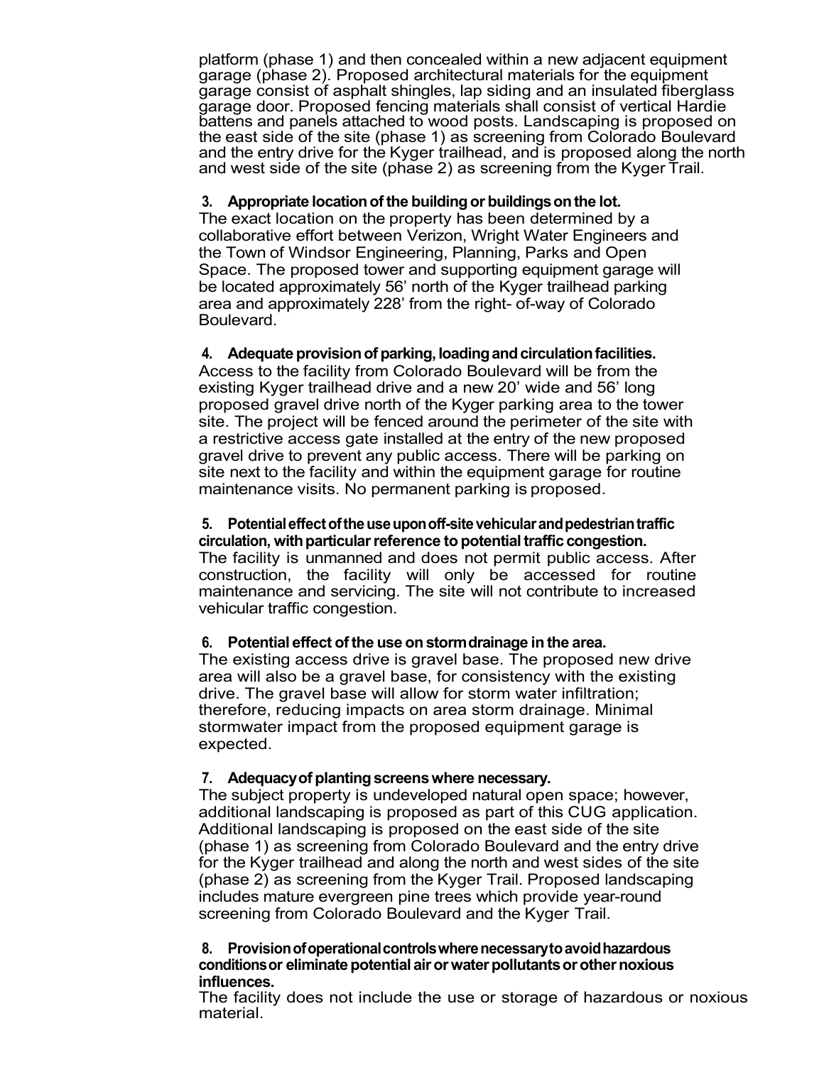platform (phase 1) and then concealed within a new adjacent equipment garage (phase 2). Proposed architectural materials for the equipment garage consist of asphalt shingles, lap siding and an insulated fiberglass garage door. Proposed fencing materials shall consist of vertical Hardie battens and panels attached to wood posts. Landscaping is proposed on the east side of the site (phase 1) as screening from Colorado Boulevard and the entry drive for the Kyger trailhead, and is proposed along the north and west side of the site (phase 2) as screening from the Kyger Trail.

**3. Appropriate location of the building or buildings on the lot.**
The exact location on the property has been determined by a collaborative effort between Verizon, Wright Water Engineers and the Town of Windsor Engineering, Planning, Parks and Open Space. The proposed tower and supporting equipment garage will be located approximately 56' north of the Kyger trailhead parking area and approximately 228' from the right- of-way of Colorado Boulevard.

**4. Adequate provision of parking, loading and circulation facilities.**
Access to the facility from Colorado Boulevard will be from the existing Kyger trailhead drive and a new 20' wide and 56' long proposed gravel drive north of the Kyger parking area to the tower site. The project will be fenced around the perimeter of the site with a restrictive access gate installed at the entry of the new proposed gravel drive to prevent any public access. There will be parking on site next to the facility and within the equipment garage for routine maintenance visits. No permanent parking is proposed.

**5. Potential effect of the use upon off-site vehicular and pedestrian traffic circulation, with particular reference to potential traffic congestion.**
The facility is unmanned and does not permit public access. After construction, the facility will only be accessed for routine maintenance and servicing. The site will not contribute to increased vehicular traffic congestion.

**6. Potential effect of the use on storm drainage in the area.**
The existing access drive is gravel base. The proposed new drive area will also be a gravel base, for consistency with the existing drive. The gravel base will allow for storm water infiltration; therefore, reducing impacts on area storm drainage. Minimal stormwater impact from the proposed equipment garage is expected.

**7. Adequacy of planting screens where necessary.**
The subject property is undeveloped natural open space; however, additional landscaping is proposed as part of this CUG application. Additional landscaping is proposed on the east side of the site (phase 1) as screening from Colorado Boulevard and the entry drive for the Kyger trailhead and along the north and west sides of the site (phase 2) as screening from the Kyger Trail. Proposed landscaping includes mature evergreen pine trees which provide year-round screening from Colorado Boulevard and the Kyger Trail.

**8. Provision of operational controls where necessary to avoid hazardous conditions or eliminate potential air or water pollutants or other noxious influences.**
The facility does not include the use or storage of hazardous or noxious material.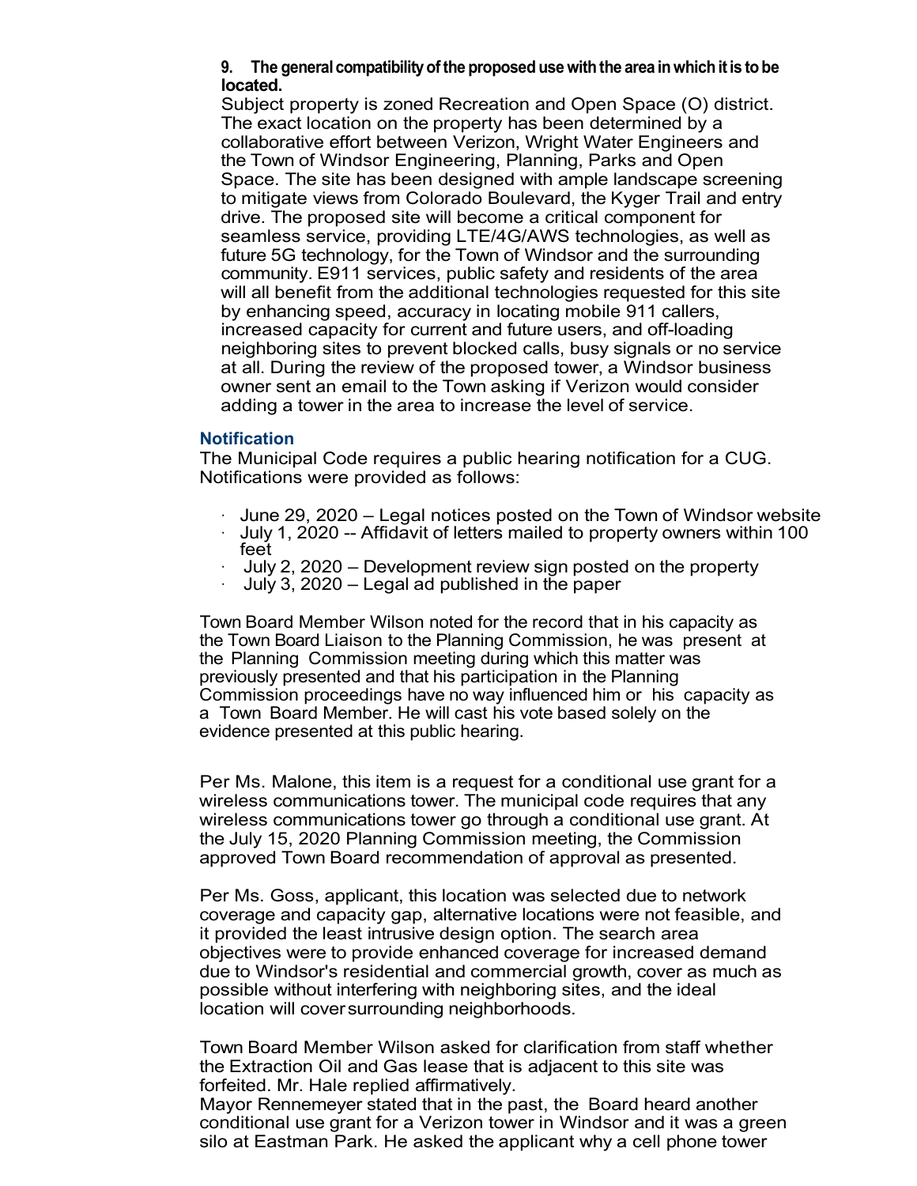**9. The general compatibility of the proposed use with the area in which it is to be located.**

Subject property is zoned Recreation and Open Space (O) district. The exact location on the property has been determined by a collaborative effort between Verizon, Wright Water Engineers and the Town of Windsor Engineering, Planning, Parks and Open Space. The site has been designed with ample landscape screening to mitigate views from Colorado Boulevard, the Kyger Trail and entry drive. The proposed site will become a critical component for seamless service, providing LTE/4G/AWS technologies, as well as future 5G technology, for the Town of Windsor and the surrounding community. E911 services, public safety and residents of the area will all benefit from the additional technologies requested for this site by enhancing speed, accuracy in locating mobile 911 callers, increased capacity for current and future users, and off-loading neighboring sites to prevent blocked calls, busy signals or no service at all. During the review of the proposed tower, a Windsor business owner sent an email to the Town asking if Verizon would consider adding a tower in the area to increase the level of service.

### Notification

The Municipal Code requires a public hearing notification for a CUG. Notifications were provided as follows:

- June 29, 2020 – Legal notices posted on the Town of Windsor website
- July 1, 2020 -- Affidavit of letters mailed to property owners within 100 feet
- July 2, 2020 – Development review sign posted on the property
- July 3, 2020 – Legal ad published in the paper

Town Board Member Wilson noted for the record that in his capacity as the Town Board Liaison to the Planning Commission, he was present at the Planning Commission meeting during which this matter was previously presented and that his participation in the Planning Commission proceedings have no way influenced him or his capacity as a Town Board Member. He will cast his vote based solely on the evidence presented at this public hearing.

Per Ms. Malone, this item is a request for a conditional use grant for a wireless communications tower. The municipal code requires that any wireless communications tower go through a conditional use grant. At the July 15, 2020 Planning Commission meeting, the Commission approved Town Board recommendation of approval as presented.

Per Ms. Goss, applicant, this location was selected due to network coverage and capacity gap, alternative locations were not feasible, and it provided the least intrusive design option. The search area objectives were to provide enhanced coverage for increased demand due to Windsor's residential and commercial growth, cover as much as possible without interfering with neighboring sites, and the ideal location will cover surrounding neighborhoods.

Town Board Member Wilson asked for clarification from staff whether the Extraction Oil and Gas lease that is adjacent to this site was forfeited. Mr. Hale replied affirmatively.

Mayor Rennemeyer stated that in the past, the Board heard another conditional use grant for a Verizon tower in Windsor and it was a green silo at Eastman Park. He asked the applicant why a cell phone tower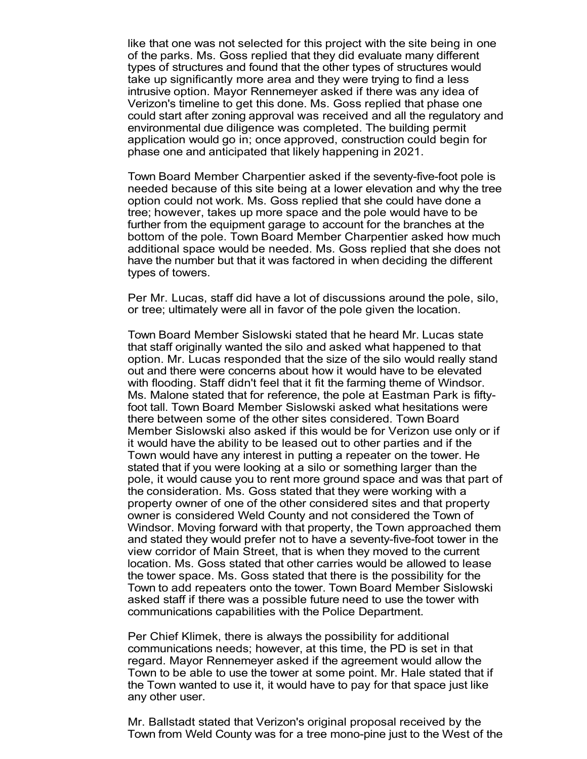like that one was not selected for this project with the site being in one of the parks. Ms. Goss replied that they did evaluate many different types of structures and found that the other types of structures would take up significantly more area and they were trying to find a less intrusive option. Mayor Rennemeyer asked if there was any idea of Verizon's timeline to get this done. Ms. Goss replied that phase one could start after zoning approval was received and all the regulatory and environmental due diligence was completed. The building permit application would go in; once approved, construction could begin for phase one and anticipated that likely happening in 2021.

Town Board Member Charpentier asked if the seventy-five-foot pole is needed because of this site being at a lower elevation and why the tree option could not work. Ms. Goss replied that she could have done a tree; however, takes up more space and the pole would have to be further from the equipment garage to account for the branches at the bottom of the pole. Town Board Member Charpentier asked how much additional space would be needed. Ms. Goss replied that she does not have the number but that it was factored in when deciding the different types of towers.

Per Mr. Lucas, staff did have a lot of discussions around the pole, silo, or tree; ultimately were all in favor of the pole given the location.

Town Board Member Sislowski stated that he heard Mr. Lucas state that staff originally wanted the silo and asked what happened to that option. Mr. Lucas responded that the size of the silo would really stand out and there were concerns about how it would have to be elevated with flooding. Staff didn't feel that it fit the farming theme of Windsor. Ms. Malone stated that for reference, the pole at Eastman Park is fifty-foot tall. Town Board Member Sislowski asked what hesitations were there between some of the other sites considered. Town Board Member Sislowski also asked if this would be for Verizon use only or if it would have the ability to be leased out to other parties and if the Town would have any interest in putting a repeater on the tower. He stated that if you were looking at a silo or something larger than the pole, it would cause you to rent more ground space and was that part of the consideration. Ms. Goss stated that they were working with a property owner of one of the other considered sites and that property owner is considered Weld County and not considered the Town of Windsor. Moving forward with that property, the Town approached them and stated they would prefer not to have a seventy-five-foot tower in the view corridor of Main Street, that is when they moved to the current location. Ms. Goss stated that other carries would be allowed to lease the tower space. Ms. Goss stated that there is the possibility for the Town to add repeaters onto the tower. Town Board Member Sislowski asked staff if there was a possible future need to use the tower with communications capabilities with the Police Department.

Per Chief Klimek, there is always the possibility for additional communications needs; however, at this time, the PD is set in that regard. Mayor Rennemeyer asked if the agreement would allow the Town to be able to use the tower at some point. Mr. Hale stated that if the Town wanted to use it, it would have to pay for that space just like any other user.

Mr. Ballstadt stated that Verizon's original proposal received by the Town from Weld County was for a tree mono-pine just to the West of the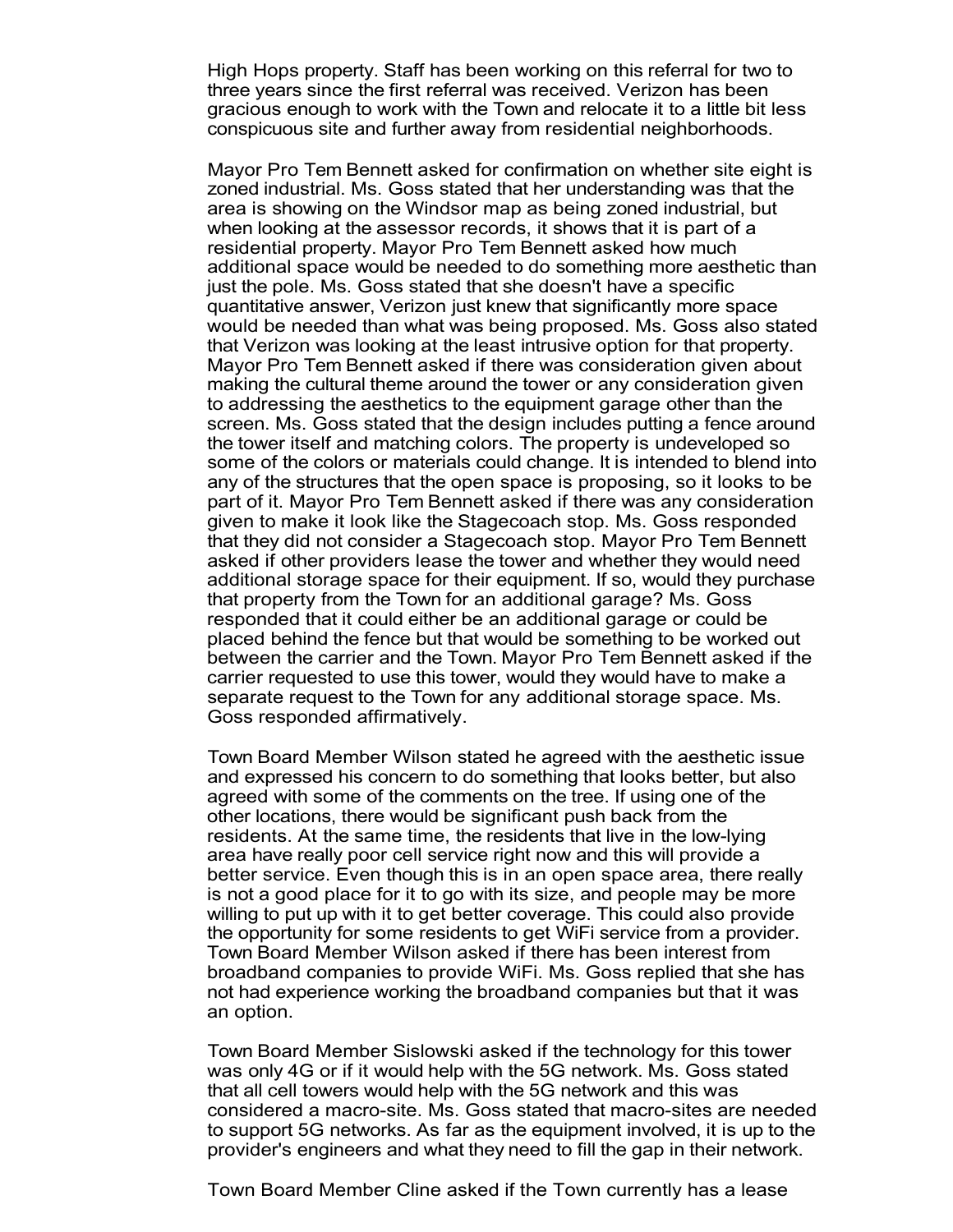High Hops property. Staff has been working on this referral for two to three years since the first referral was received. Verizon has been gracious enough to work with the Town and relocate it to a little bit less conspicuous site and further away from residential neighborhoods.

Mayor Pro Tem Bennett asked for confirmation on whether site eight is zoned industrial. Ms. Goss stated that her understanding was that the area is showing on the Windsor map as being zoned industrial, but when looking at the assessor records, it shows that it is part of a residential property. Mayor Pro Tem Bennett asked how much additional space would be needed to do something more aesthetic than just the pole. Ms. Goss stated that she doesn't have a specific quantitative answer, Verizon just knew that significantly more space would be needed than what was being proposed. Ms. Goss also stated that Verizon was looking at the least intrusive option for that property. Mayor Pro Tem Bennett asked if there was consideration given about making the cultural theme around the tower or any consideration given to addressing the aesthetics to the equipment garage other than the screen. Ms. Goss stated that the design includes putting a fence around the tower itself and matching colors. The property is undeveloped so some of the colors or materials could change. It is intended to blend into any of the structures that the open space is proposing, so it looks to be part of it. Mayor Pro Tem Bennett asked if there was any consideration given to make it look like the Stagecoach stop. Ms. Goss responded that they did not consider a Stagecoach stop. Mayor Pro Tem Bennett asked if other providers lease the tower and whether they would need additional storage space for their equipment. If so, would they purchase that property from the Town for an additional garage? Ms. Goss responded that it could either be an additional garage or could be placed behind the fence but that would be something to be worked out between the carrier and the Town. Mayor Pro Tem Bennett asked if the carrier requested to use this tower, would they would have to make a separate request to the Town for any additional storage space. Ms. Goss responded affirmatively.

Town Board Member Wilson stated he agreed with the aesthetic issue and expressed his concern to do something that looks better, but also agreed with some of the comments on the tree. If using one of the other locations, there would be significant push back from the residents. At the same time, the residents that live in the low-lying area have really poor cell service right now and this will provide a better service. Even though this is in an open space area, there really is not a good place for it to go with its size, and people may be more willing to put up with it to get better coverage. This could also provide the opportunity for some residents to get WiFi service from a provider. Town Board Member Wilson asked if there has been interest from broadband companies to provide WiFi. Ms. Goss replied that she has not had experience working the broadband companies but that it was an option.

Town Board Member Sislowski asked if the technology for this tower was only 4G or if it would help with the 5G network. Ms. Goss stated that all cell towers would help with the 5G network and this was considered a macro-site. Ms. Goss stated that macro-sites are needed to support 5G networks. As far as the equipment involved, it is up to the provider's engineers and what they need to fill the gap in their network.

Town Board Member Cline asked if the Town currently has a lease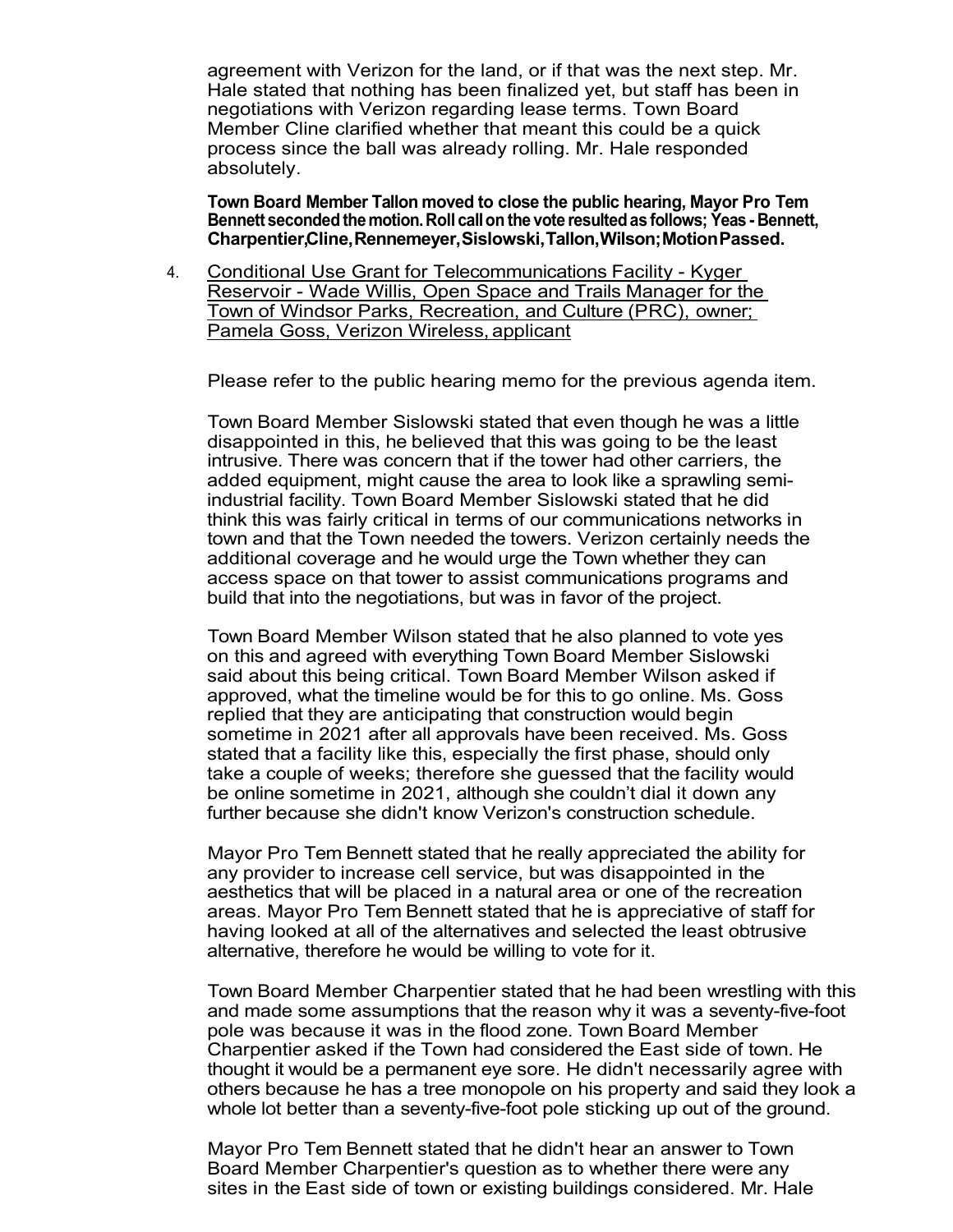agreement with Verizon for the land, or if that was the next step. Mr. Hale stated that nothing has been finalized yet, but staff has been in negotiations with Verizon regarding lease terms. Town Board Member Cline clarified whether that meant this could be a quick process since the ball was already rolling. Mr. Hale responded absolutely.

**Town Board Member Tallon moved to close the public hearing, Mayor Pro Tem Bennett seconded the motion. Roll call on the vote resulted as follows; Yeas - Bennett, Charpentier,Cline,Rennemeyer,Sislowski,Tallon,Wilson; Motion Passed.**

4. Conditional Use Grant for Telecommunications Facility - Kyger Reservoir - Wade Willis, Open Space and Trails Manager for the Town of Windsor Parks, Recreation, and Culture (PRC), owner; Pamela Goss, Verizon Wireless, applicant

   Please refer to the public hearing memo for the previous agenda item.

   Town Board Member Sislowski stated that even though he was a little disappointed in this, he believed that this was going to be the least intrusive. There was concern that if the tower had other carriers, the added equipment, might cause the area to look like a sprawling semi-industrial facility. Town Board Member Sislowski stated that he did think this was fairly critical in terms of our communications networks in town and that the Town needed the towers. Verizon certainly needs the additional coverage and he would urge the Town whether they can access space on that tower to assist communications programs and build that into the negotiations, but was in favor of the project.

   Town Board Member Wilson stated that he also planned to vote yes on this and agreed with everything Town Board Member Sislowski said about this being critical. Town Board Member Wilson asked if approved, what the timeline would be for this to go online. Ms. Goss replied that they are anticipating that construction would begin sometime in 2021 after all approvals have been received. Ms. Goss stated that a facility like this, especially the first phase, should only take a couple of weeks; therefore she guessed that the facility would be online sometime in 2021, although she couldn't dial it down any further because she didn't know Verizon's construction schedule.

   Mayor Pro Tem Bennett stated that he really appreciated the ability for any provider to increase cell service, but was disappointed in the aesthetics that will be placed in a natural area or one of the recreation areas. Mayor Pro Tem Bennett stated that he is appreciative of staff for having looked at all of the alternatives and selected the least obtrusive alternative, therefore he would be willing to vote for it.

   Town Board Member Charpentier stated that he had been wrestling with this and made some assumptions that the reason why it was a seventy-five-foot pole was because it was in the flood zone. Town Board Member Charpentier asked if the Town had considered the East side of town. He thought it would be a permanent eye sore. He didn't necessarily agree with others because he has a tree monopole on his property and said they look a whole lot better than a seventy-five-foot pole sticking up out of the ground.

   Mayor Pro Tem Bennett stated that he didn't hear an answer to Town Board Member Charpentier's question as to whether there were any sites in the East side of town or existing buildings considered. Mr. Hale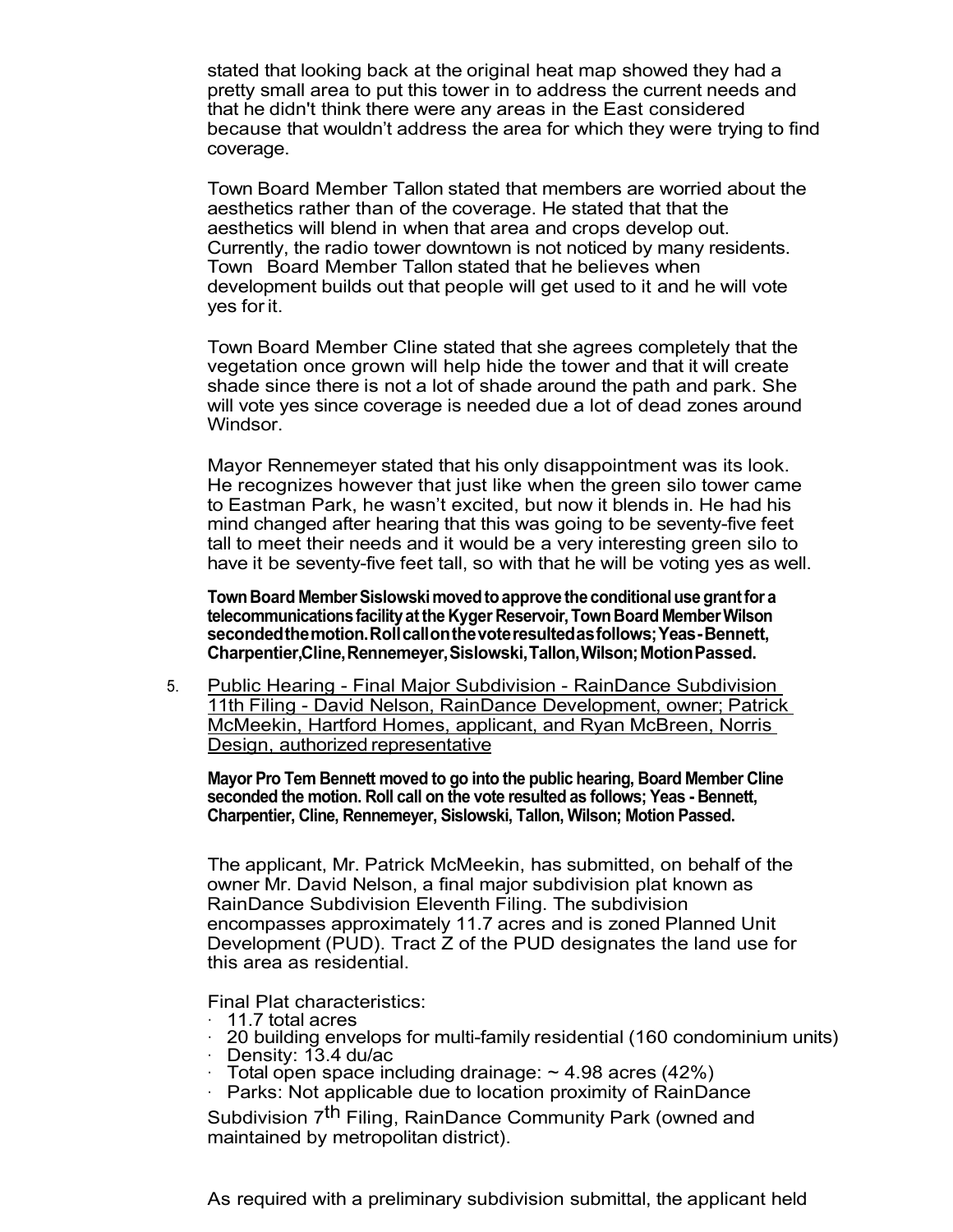stated that looking back at the original heat map showed they had a pretty small area to put this tower in to address the current needs and that he didn't think there were any areas in the East considered because that wouldn't address the area for which they were trying to find coverage.

Town Board Member Tallon stated that members are worried about the aesthetics rather than of the coverage. He stated that that the aesthetics will blend in when that area and crops develop out. Currently, the radio tower downtown is not noticed by many residents. Town Board Member Tallon stated that he believes when development builds out that people will get used to it and he will vote yes for it.

Town Board Member Cline stated that she agrees completely that the vegetation once grown will help hide the tower and that it will create shade since there is not a lot of shade around the path and park. She will vote yes since coverage is needed due a lot of dead zones around Windsor.

Mayor Rennemeyer stated that his only disappointment was its look. He recognizes however that just like when the green silo tower came to Eastman Park, he wasn't excited, but now it blends in. He had his mind changed after hearing that this was going to be seventy-five feet tall to meet their needs and it would be a very interesting green silo to have it be seventy-five feet tall, so with that he will be voting yes as well.

**Town Board Member Sislowski moved to approve the conditional use grant for a telecommunications facility at the Kyger Reservoir, Town Board Member Wilson seconded the motion. Roll call on the vote resulted as follows; Yeas - Bennett, Charpentier, Cline, Rennemeyer, Sislowski, Tallon, Wilson; Motion Passed.**

5. Public Hearing - Final Major Subdivision - RainDance Subdivision 11th Filing - David Nelson, RainDance Development, owner; Patrick McMeekin, Hartford Homes, applicant, and Ryan McBreen, Norris Design, authorized representative

**Mayor Pro Tem Bennett moved to go into the public hearing, Board Member Cline seconded the motion. Roll call on the vote resulted as follows; Yeas - Bennett, Charpentier, Cline, Rennemeyer, Sislowski, Tallon, Wilson; Motion Passed.**

The applicant, Mr. Patrick McMeekin, has submitted, on behalf of the owner Mr. David Nelson, a final major subdivision plat known as RainDance Subdivision Eleventh Filing. The subdivision encompasses approximately 11.7 acres and is zoned Planned Unit Development (PUD). Tract Z of the PUD designates the land use for this area as residential.

Final Plat characteristics:

- 11.7 total acres
- 20 building envelops for multi-family residential (160 condominium units)
- Density: 13.4 du/ac
- Total open space including drainage: ~ 4.98 acres (42%)
- Parks: Not applicable due to location proximity of RainDance Subdivision 7th Filing, RainDance Community Park (owned and maintained by metropolitan district).

As required with a preliminary subdivision submittal, the applicant held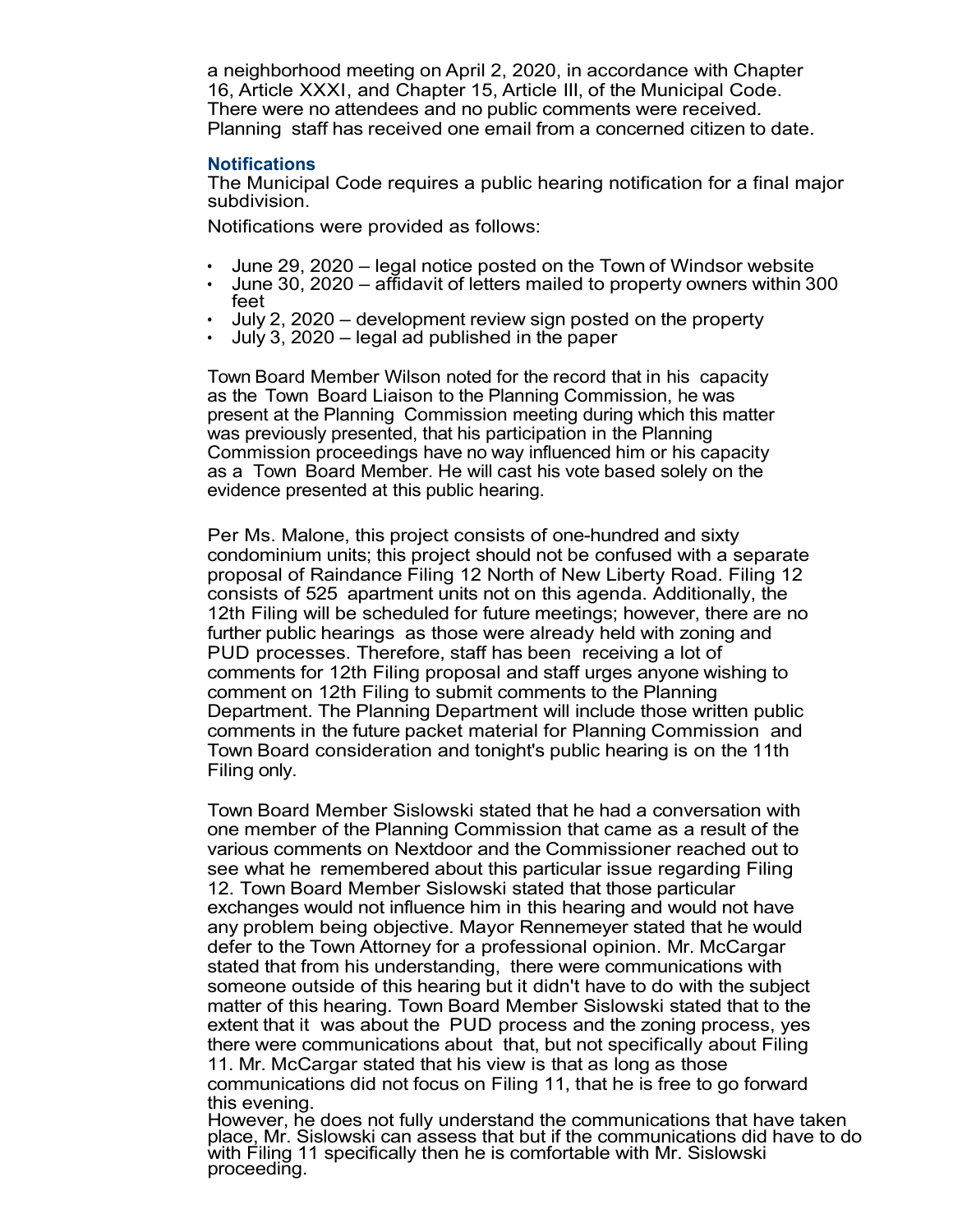a neighborhood meeting on April 2, 2020, in accordance with Chapter 16, Article XXXI, and Chapter 15, Article III, of the Municipal Code. There were no attendees and no public comments were received. Planning staff has received one email from a concerned citizen to date.

**Notifications**

The Municipal Code requires a public hearing notification for a final major subdivision.

Notifications were provided as follows:

- June 29, 2020 – legal notice posted on the Town of Windsor website
- June 30, 2020 – affidavit of letters mailed to property owners within 300 feet
- July 2, 2020 – development review sign posted on the property
- July 3, 2020 – legal ad published in the paper

Town Board Member Wilson noted for the record that in his capacity as the Town Board Liaison to the Planning Commission, he was present at the Planning Commission meeting during which this matter was previously presented, that his participation in the Planning Commission proceedings have no way influenced him or his capacity as a Town Board Member. He will cast his vote based solely on the evidence presented at this public hearing.

Per Ms. Malone, this project consists of one-hundred and sixty condominium units; this project should not be confused with a separate proposal of Raindance Filing 12 North of New Liberty Road. Filing 12 consists of 525 apartment units not on this agenda. Additionally, the 12th Filing will be scheduled for future meetings; however, there are no further public hearings as those were already held with zoning and PUD processes. Therefore, staff has been receiving a lot of comments for 12th Filing proposal and staff urges anyone wishing to comment on 12th Filing to submit comments to the Planning Department. The Planning Department will include those written public comments in the future packet material for Planning Commission and Town Board consideration and tonight's public hearing is on the 11th Filing only.

Town Board Member Sislowski stated that he had a conversation with one member of the Planning Commission that came as a result of the various comments on Nextdoor and the Commissioner reached out to see what he remembered about this particular issue regarding Filing 12. Town Board Member Sislowski stated that those particular exchanges would not influence him in this hearing and would not have any problem being objective. Mayor Rennemeyer stated that he would defer to the Town Attorney for a professional opinion. Mr. McCargar stated that from his understanding, there were communications with someone outside of this hearing but it didn't have to do with the subject matter of this hearing. Town Board Member Sislowski stated that to the extent that it was about the PUD process and the zoning process, yes there were communications about that, but not specifically about Filing 11. Mr. McCargar stated that his view is that as long as those communications did not focus on Filing 11, that he is free to go forward this evening.
However, he does not fully understand the communications that have taken place, Mr. Sislowski can assess that but if the communications did have to do with Filing 11 specifically then he is comfortable with Mr. Sislowski proceeding.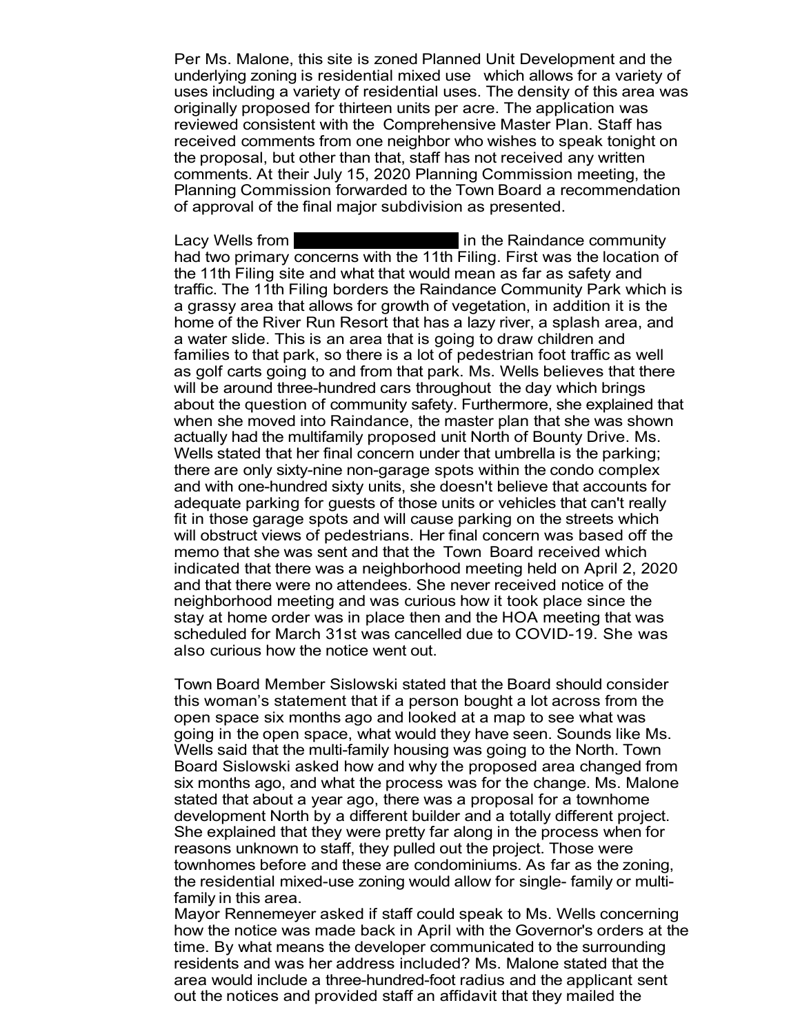Per Ms. Malone, this site is zoned Planned Unit Development and the underlying zoning is residential mixed use which allows for a variety of uses including a variety of residential uses. The density of this area was originally proposed for thirteen units per acre. The application was reviewed consistent with the Comprehensive Master Plan. Staff has received comments from one neighbor who wishes to speak tonight on the proposal, but other than that, staff has not received any written comments. At their July 15, 2020 Planning Commission meeting, the Planning Commission forwarded to the Town Board a recommendation of approval of the final major subdivision as presented.

Lacy Wells from [REDACTED] in the Raindance community had two primary concerns with the 11th Filing. First was the location of the 11th Filing site and what that would mean as far as safety and traffic. The 11th Filing borders the Raindance Community Park which is a grassy area that allows for growth of vegetation, in addition it is the home of the River Run Resort that has a lazy river, a splash area, and a water slide. This is an area that is going to draw children and families to that park, so there is a lot of pedestrian foot traffic as well as golf carts going to and from that park. Ms. Wells believes that there will be around three-hundred cars throughout the day which brings about the question of community safety. Furthermore, she explained that when she moved into Raindance, the master plan that she was shown actually had the multifamily proposed unit North of Bounty Drive. Ms. Wells stated that her final concern under that umbrella is the parking; there are only sixty-nine non-garage spots within the condo complex and with one-hundred sixty units, she doesn't believe that accounts for adequate parking for guests of those units or vehicles that can't really fit in those garage spots and will cause parking on the streets which will obstruct views of pedestrians. Her final concern was based off the memo that she was sent and that the Town Board received which indicated that there was a neighborhood meeting held on April 2, 2020 and that there were no attendees. She never received notice of the neighborhood meeting and was curious how it took place since the stay at home order was in place then and the HOA meeting that was scheduled for March 31st was cancelled due to COVID-19. She was also curious how the notice went out.

Town Board Member Sislowski stated that the Board should consider this woman's statement that if a person bought a lot across from the open space six months ago and looked at a map to see what was going in the open space, what would they have seen. Sounds like Ms. Wells said that the multi-family housing was going to the North. Town Board Sislowski asked how and why the proposed area changed from six months ago, and what the process was for the change. Ms. Malone stated that about a year ago, there was a proposal for a townhome development North by a different builder and a totally different project. She explained that they were pretty far along in the process when for reasons unknown to staff, they pulled out the project. Those were townhomes before and these are condominiums. As far as the zoning, the residential mixed-use zoning would allow for single- family or multi-family in this area.

Mayor Rennemeyer asked if staff could speak to Ms. Wells concerning how the notice was made back in April with the Governor's orders at the time. By what means the developer communicated to the surrounding residents and was her address included? Ms. Malone stated that the area would include a three-hundred-foot radius and the applicant sent out the notices and provided staff an affidavit that they mailed the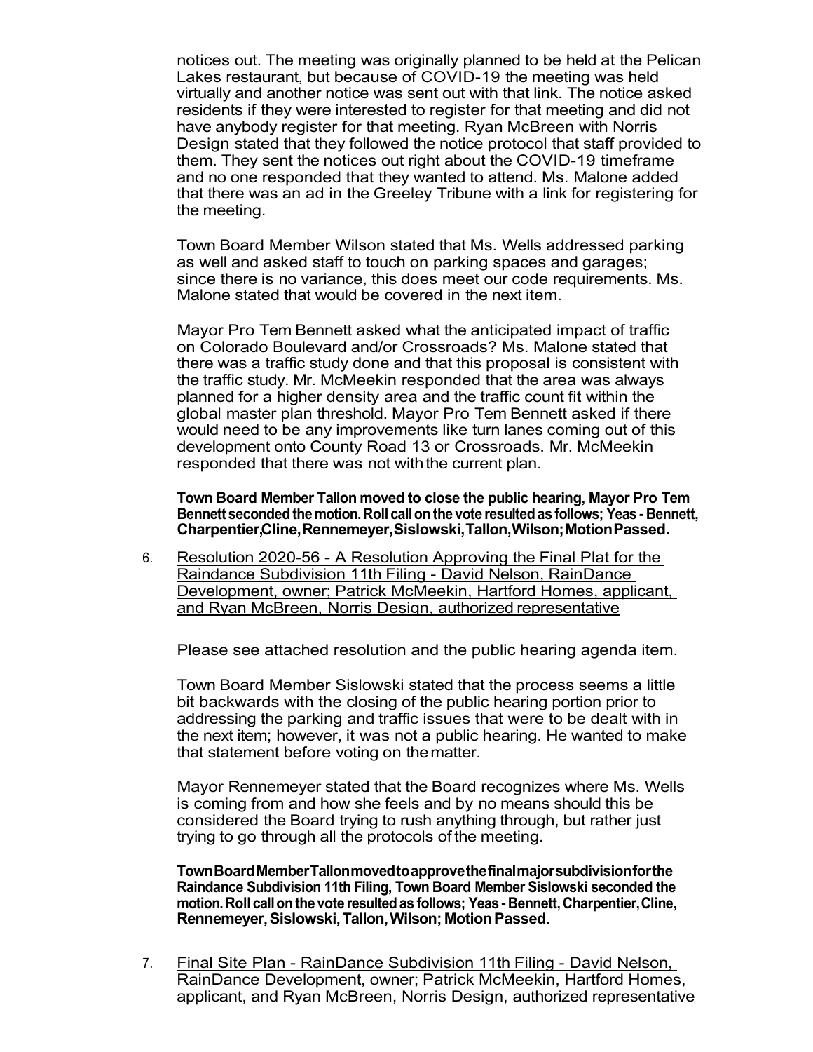notices out. The meeting was originally planned to be held at the Pelican Lakes restaurant, but because of COVID-19 the meeting was held virtually and another notice was sent out with that link. The notice asked residents if they were interested to register for that meeting and did not have anybody register for that meeting. Ryan McBreen with Norris Design stated that they followed the notice protocol that staff provided to them. They sent the notices out right about the COVID-19 timeframe and no one responded that they wanted to attend. Ms. Malone added that there was an ad in the Greeley Tribune with a link for registering for the meeting.

Town Board Member Wilson stated that Ms. Wells addressed parking as well and asked staff to touch on parking spaces and garages; since there is no variance, this does meet our code requirements. Ms. Malone stated that would be covered in the next item.

Mayor Pro Tem Bennett asked what the anticipated impact of traffic on Colorado Boulevard and/or Crossroads? Ms. Malone stated that there was a traffic study done and that this proposal is consistent with the traffic study. Mr. McMeekin responded that the area was always planned for a higher density area and the traffic count fit within the global master plan threshold. Mayor Pro Tem Bennett asked if there would need to be any improvements like turn lanes coming out of this development onto County Road 13 or Crossroads. Mr. McMeekin responded that there was not with the current plan.

**Town Board Member Tallon moved to close the public hearing, Mayor Pro Tem Bennett seconded the motion. Roll call on the vote resulted as follows; Yeas - Bennett, Charpentier, Cline, Rennemeyer, Sislowski, Tallon, Wilson; Motion Passed.**

6. Resolution 2020-56 - A Resolution Approving the Final Plat for the Raindance Subdivision 11th Filing - David Nelson, RainDance Development, owner; Patrick McMeekin, Hartford Homes, applicant, and Ryan McBreen, Norris Design, authorized representative

   Please see attached resolution and the public hearing agenda item.

   Town Board Member Sislowski stated that the process seems a little bit backwards with the closing of the public hearing portion prior to addressing the parking and traffic issues that were to be dealt with in the next item; however, it was not a public hearing. He wanted to make that statement before voting on the matter.

   Mayor Rennemeyer stated that the Board recognizes where Ms. Wells is coming from and how she feels and by no means should this be considered the Board trying to rush anything through, but rather just trying to go through all the protocols of the meeting.

   **Town Board Member Tallon moved to approve the final major subdivision for the Raindance Subdivision 11th Filing, Town Board Member Sislowski seconded the motion. Roll call on the vote resulted as follows; Yeas - Bennett, Charpentier, Cline, Rennemeyer, Sislowski, Tallon, Wilson; Motion Passed.**

7. Final Site Plan - RainDance Subdivision 11th Filing - David Nelson, RainDance Development, owner; Patrick McMeekin, Hartford Homes, applicant, and Ryan McBreen, Norris Design, authorized representative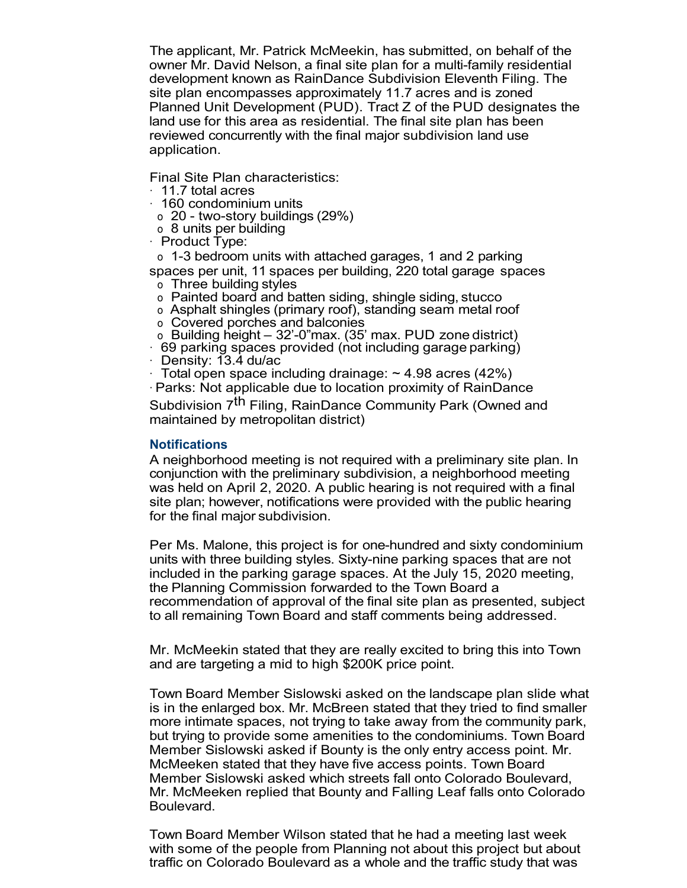The applicant, Mr. Patrick McMeekin, has submitted, on behalf of the owner Mr. David Nelson, a final site plan for a multi-family residential development known as RainDance Subdivision Eleventh Filing. The site plan encompasses approximately 11.7 acres and is zoned Planned Unit Development (PUD). Tract Z of the PUD designates the land use for this area as residential. The final site plan has been reviewed concurrently with the final major subdivision land use application.

Final Site Plan characteristics:

- 11.7 total acres
- 160 condominium units
  - 20 - two-story buildings (29%)
  - 8 units per building
- Product Type:
  - 1-3 bedroom units with attached garages, 1 and 2 parking spaces per unit, 11 spaces per building, 220 total garage spaces
  - Three building styles
  - Painted board and batten siding, shingle siding, stucco
  - Asphalt shingles (primary roof), standing seam metal roof
  - Covered porches and balconies
  - Building height – 32'-0"max. (35' max. PUD zone district)
- 69 parking spaces provided (not including garage parking)
- Density: 13.4 du/ac
- Total open space including drainage: ~ 4.98 acres (42%)
- Parks: Not applicable due to location proximity of RainDance Subdivision 7th Filing, RainDance Community Park (Owned and maintained by metropolitan district)

### Notifications

A neighborhood meeting is not required with a preliminary site plan. In conjunction with the preliminary subdivision, a neighborhood meeting was held on April 2, 2020. A public hearing is not required with a final site plan; however, notifications were provided with the public hearing for the final major subdivision.

Per Ms. Malone, this project is for one-hundred and sixty condominium units with three building styles. Sixty-nine parking spaces that are not included in the parking garage spaces. At the July 15, 2020 meeting, the Planning Commission forwarded to the Town Board a recommendation of approval of the final site plan as presented, subject to all remaining Town Board and staff comments being addressed.

Mr. McMeekin stated that they are really excited to bring this into Town and are targeting a mid to high $200K price point.

Town Board Member Sislowski asked on the landscape plan slide what is in the enlarged box. Mr. McBreen stated that they tried to find smaller more intimate spaces, not trying to take away from the community park, but trying to provide some amenities to the condominiums. Town Board Member Sislowski asked if Bounty is the only entry access point. Mr. McMeeken stated that they have five access points. Town Board Member Sislowski asked which streets fall onto Colorado Boulevard, Mr. McMeeken replied that Bounty and Falling Leaf falls onto Colorado Boulevard.

Town Board Member Wilson stated that he had a meeting last week with some of the people from Planning not about this project but about traffic on Colorado Boulevard as a whole and the traffic study that was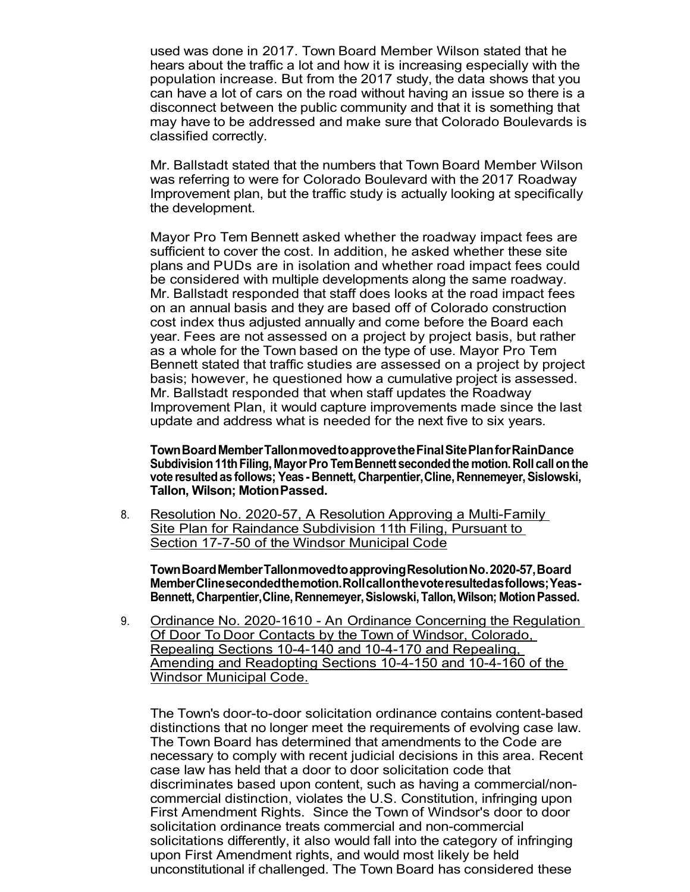used was done in 2017. Town Board Member Wilson stated that he hears about the traffic a lot and how it is increasing especially with the population increase. But from the 2017 study, the data shows that you can have a lot of cars on the road without having an issue so there is a disconnect between the public community and that it is something that may have to be addressed and make sure that Colorado Boulevards is classified correctly.

Mr. Ballstadt stated that the numbers that Town Board Member Wilson was referring to were for Colorado Boulevard with the 2017 Roadway Improvement plan, but the traffic study is actually looking at specifically the development.

Mayor Pro Tem Bennett asked whether the roadway impact fees are sufficient to cover the cost. In addition, he asked whether these site plans and PUDs are in isolation and whether road impact fees could be considered with multiple developments along the same roadway. Mr. Ballstadt responded that staff does looks at the road impact fees on an annual basis and they are based off of Colorado construction cost index thus adjusted annually and come before the Board each year. Fees are not assessed on a project by project basis, but rather as a whole for the Town based on the type of use. Mayor Pro Tem Bennett stated that traffic studies are assessed on a project by project basis; however, he questioned how a cumulative project is assessed. Mr. Ballstadt responded that when staff updates the Roadway Improvement Plan, it would capture improvements made since the last update and address what is needed for the next five to six years.

**Town Board Member Tallon moved to approve the Final Site Plan for RainDance Subdivision 11th Filing, Mayor Pro Tem Bennett seconded the motion. Roll call on the vote resulted as follows; Yeas - Bennett, Charpentier, Cline, Rennemeyer, Sislowski, Tallon, Wilson; Motion Passed.**

8. Resolution No. 2020-57, A Resolution Approving a Multi-Family Site Plan for Raindance Subdivision 11th Filing, Pursuant to Section 17-7-50 of the Windsor Municipal Code

   **Town Board Member Tallon moved to approving Resolution No. 2020-57, Board Member Cline seconded the motion. Roll call on the vote resulted as follows; Yeas- Bennett, Charpentier, Cline, Rennemeyer, Sislowski, Tallon, Wilson; Motion Passed.**

9. Ordinance No. 2020-1610 - An Ordinance Concerning the Regulation Of Door To Door Contacts by the Town of Windsor, Colorado, Repealing Sections 10-4-140 and 10-4-170 and Repealing, Amending and Readopting Sections 10-4-150 and 10-4-160 of the Windsor Municipal Code.

   The Town's door-to-door solicitation ordinance contains content-based distinctions that no longer meet the requirements of evolving case law. The Town Board has determined that amendments to the Code are necessary to comply with recent judicial decisions in this area. Recent case law has held that a door to door solicitation code that discriminates based upon content, such as having a commercial/non-commercial distinction, violates the U.S. Constitution, infringing upon First Amendment Rights. Since the Town of Windsor's door to door solicitation ordinance treats commercial and non-commercial solicitations differently, it also would fall into the category of infringing upon First Amendment rights, and would most likely be held unconstitutional if challenged. The Town Board has considered these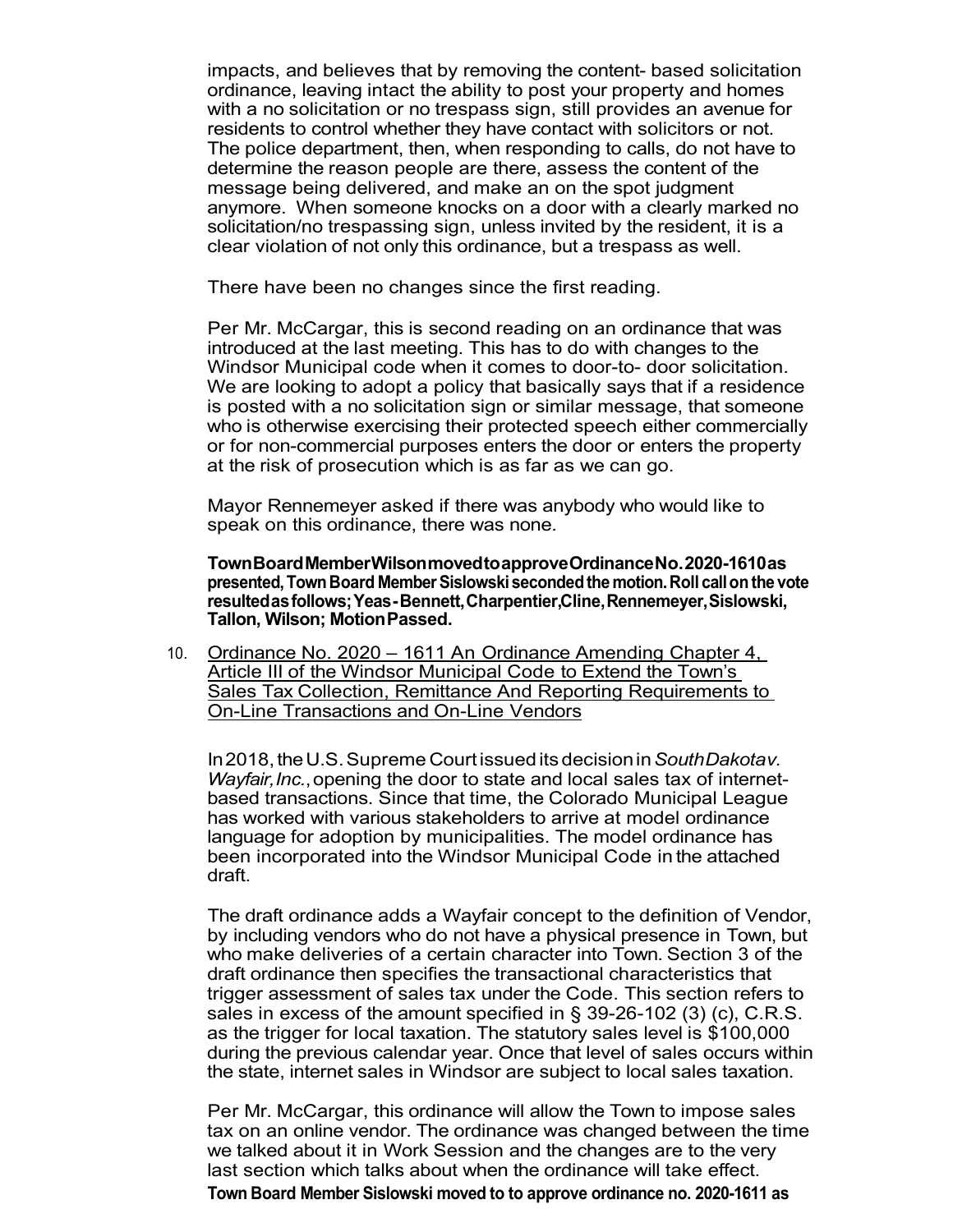impacts, and believes that by removing the content- based solicitation ordinance, leaving intact the ability to post your property and homes with a no solicitation or no trespass sign, still provides an avenue for residents to control whether they have contact with solicitors or not. The police department, then, when responding to calls, do not have to determine the reason people are there, assess the content of the message being delivered, and make an on the spot judgment anymore. When someone knocks on a door with a clearly marked no solicitation/no trespassing sign, unless invited by the resident, it is a clear violation of not only this ordinance, but a trespass as well.

There have been no changes since the first reading.

Per Mr. McCargar, this is second reading on an ordinance that was introduced at the last meeting. This has to do with changes to the Windsor Municipal code when it comes to door-to- door solicitation. We are looking to adopt a policy that basically says that if a residence is posted with a no solicitation sign or similar message, that someone who is otherwise exercising their protected speech either commercially or for non-commercial purposes enters the door or enters the property at the risk of prosecution which is as far as we can go.

Mayor Rennemeyer asked if there was anybody who would like to speak on this ordinance, there was none.

**Town Board Member Wilson moved to approve Ordinance No. 2020-1610 as presented, Town Board Member Sislowski seconded the motion. Roll call on the vote resulted as follows; Yeas - Bennett, Charpentier, Cline, Rennemeyer, Sislowski, Tallon, Wilson; Motion Passed.**

10. Ordinance No. 2020 – 1611 An Ordinance Amending Chapter 4, Article III of the Windsor Municipal Code to Extend the Town's Sales Tax Collection, Remittance And Reporting Requirements to On-Line Transactions and On-Line Vendors

In 2018, the U.S. Supreme Court issued its decision in *South Dakota v. Wayfair, Inc.*, opening the door to state and local sales tax of internet-based transactions. Since that time, the Colorado Municipal League has worked with various stakeholders to arrive at model ordinance language for adoption by municipalities. The model ordinance has been incorporated into the Windsor Municipal Code in the attached draft.

The draft ordinance adds a Wayfair concept to the definition of Vendor, by including vendors who do not have a physical presence in Town, but who make deliveries of a certain character into Town. Section 3 of the draft ordinance then specifies the transactional characteristics that trigger assessment of sales tax under the Code. This section refers to sales in excess of the amount specified in § 39-26-102 (3) (c), C.R.S. as the trigger for local taxation. The statutory sales level is $100,000 during the previous calendar year. Once that level of sales occurs within the state, internet sales in Windsor are subject to local sales taxation.

Per Mr. McCargar, this ordinance will allow the Town to impose sales tax on an online vendor. The ordinance was changed between the time we talked about it in Work Session and the changes are to the very last section which talks about when the ordinance will take effect.

**Town Board Member Sislowski moved to to approve ordinance no. 2020-1611 as**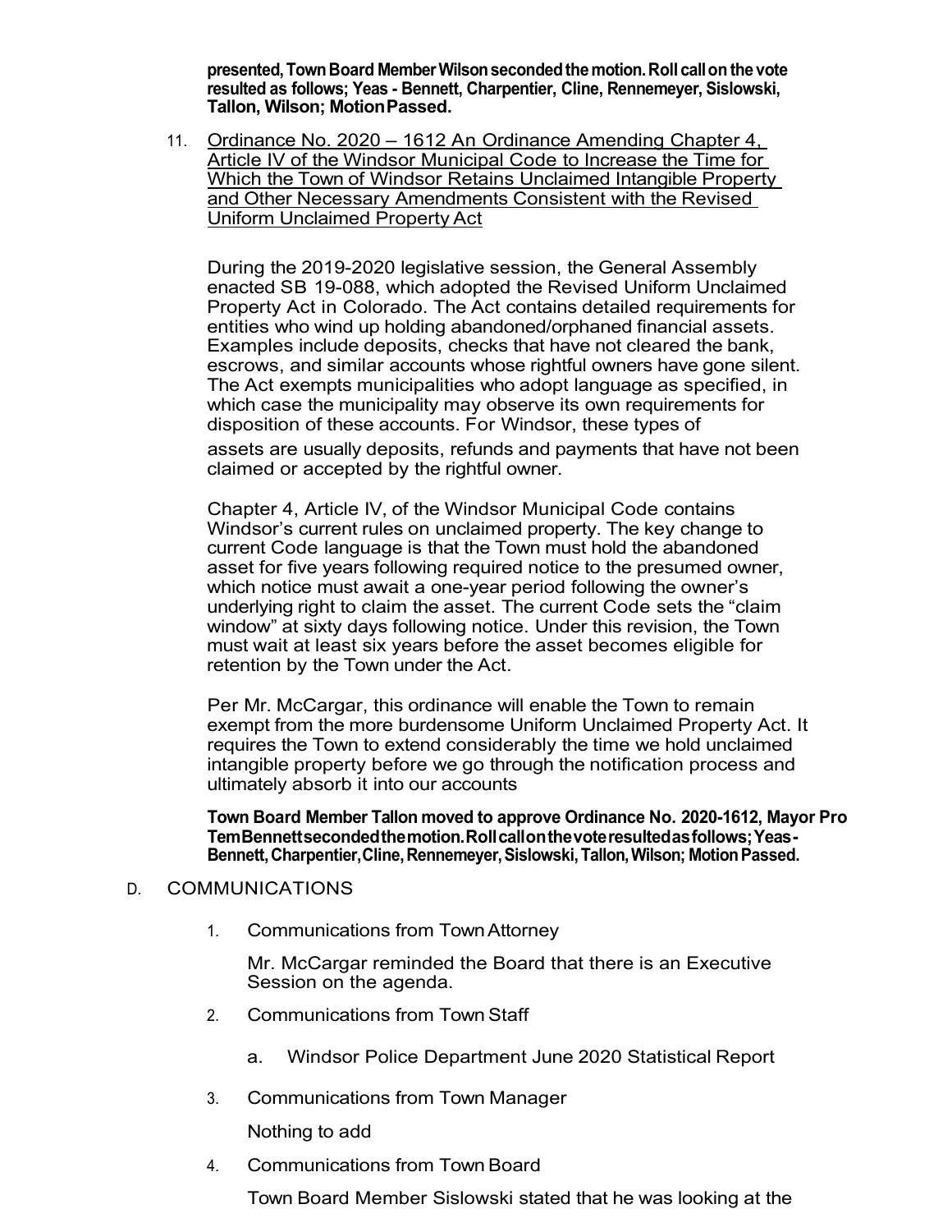**presented, Town Board Member Wilson seconded the motion. Roll call on the vote resulted as follows; Yeas - Bennett, Charpentier, Cline, Rennemeyer, Sislowski, Tallon, Wilson; Motion Passed.**

11. Ordinance No. 2020 – 1612 An Ordinance Amending Chapter 4, Article IV of the Windsor Municipal Code to Increase the Time for Which the Town of Windsor Retains Unclaimed Intangible Property and Other Necessary Amendments Consistent with the Revised Uniform Unclaimed Property Act

    During the 2019-2020 legislative session, the General Assembly enacted SB 19-088, which adopted the Revised Uniform Unclaimed Property Act in Colorado. The Act contains detailed requirements for entities who wind up holding abandoned/orphaned financial assets. Examples include deposits, checks that have not cleared the bank, escrows, and similar accounts whose rightful owners have gone silent. The Act exempts municipalities who adopt language as specified, in which case the municipality may observe its own requirements for disposition of these accounts. For Windsor, these types of assets are usually deposits, refunds and payments that have not been claimed or accepted by the rightful owner.

    Chapter 4, Article IV, of the Windsor Municipal Code contains Windsor's current rules on unclaimed property. The key change to current Code language is that the Town must hold the abandoned asset for five years following required notice to the presumed owner, which notice must await a one-year period following the owner's underlying right to claim the asset. The current Code sets the "claim window" at sixty days following notice. Under this revision, the Town must wait at least six years before the asset becomes eligible for retention by the Town under the Act.

    Per Mr. McCargar, this ordinance will enable the Town to remain exempt from the more burdensome Uniform Unclaimed Property Act. It requires the Town to extend considerably the time we hold unclaimed intangible property before we go through the notification process and ultimately absorb it into our accounts

    **Town Board Member Tallon moved to approve Ordinance No. 2020-1612, Mayor Pro Tem Bennett seconded the motion. Roll call on the vote resulted as follows; Yeas - Bennett, Charpentier, Cline, Rennemeyer, Sislowski, Tallon, Wilson; Motion Passed.**

D. COMMUNICATIONS

1. Communications from Town Attorney

    Mr. McCargar reminded the Board that there is an Executive Session on the agenda.

2. Communications from Town Staff

    a. Windsor Police Department June 2020 Statistical Report

3. Communications from Town Manager

    Nothing to add

4. Communications from Town Board

    Town Board Member Sislowski stated that he was looking at the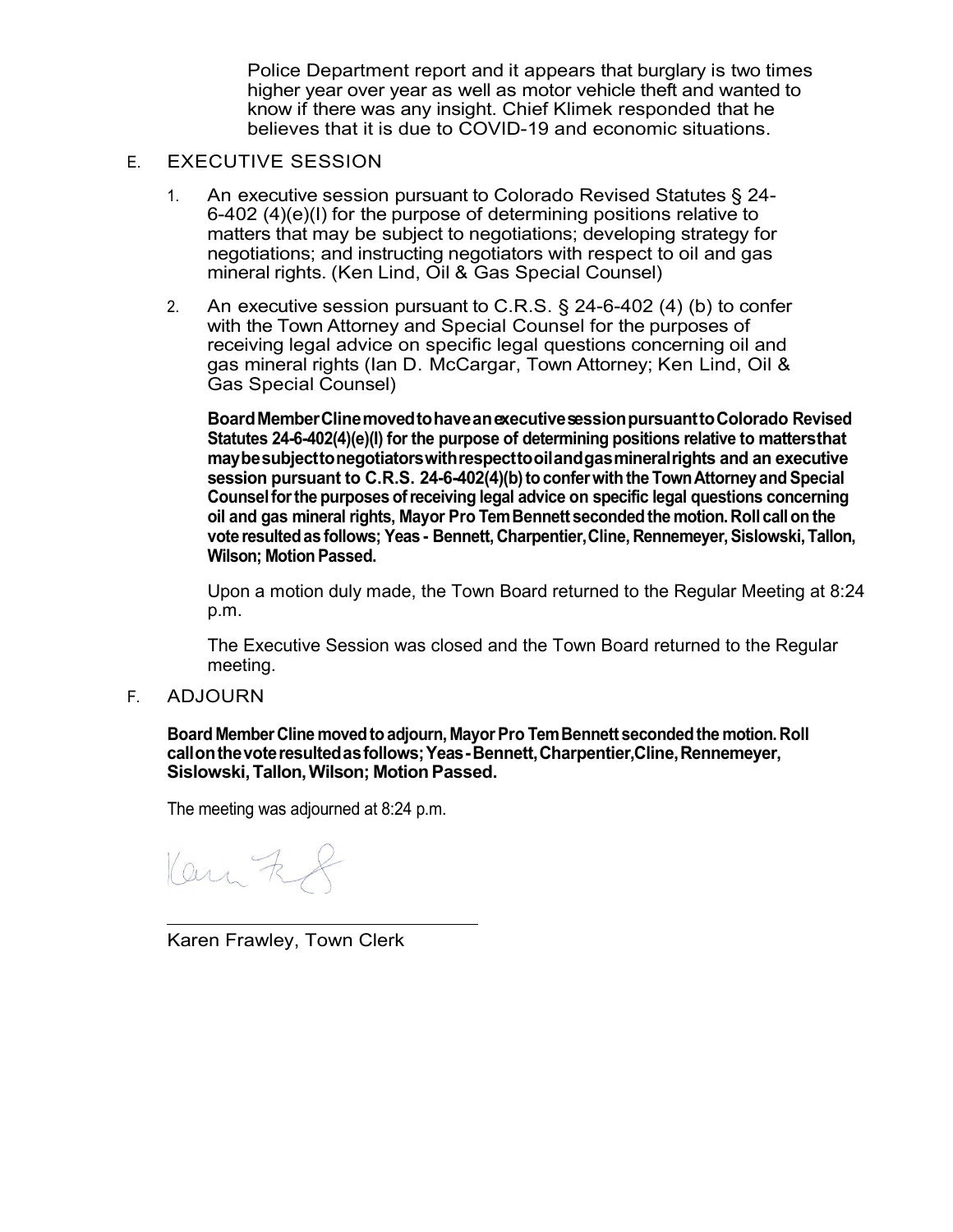Police Department report and it appears that burglary is two times higher year over year as well as motor vehicle theft and wanted to know if there was any insight. Chief Klimek responded that he believes that it is due to COVID-19 and economic situations.

E. EXECUTIVE SESSION

1. An executive session pursuant to Colorado Revised Statutes § 24-6-402 (4)(e)(I) for the purpose of determining positions relative to matters that may be subject to negotiations; developing strategy for negotiations; and instructing negotiators with respect to oil and gas mineral rights. (Ken Lind, Oil & Gas Special Counsel)

2. An executive session pursuant to C.R.S. § 24-6-402 (4) (b) to confer with the Town Attorney and Special Counsel for the purposes of receiving legal advice on specific legal questions concerning oil and gas mineral rights (Ian D. McCargar, Town Attorney; Ken Lind, Oil & Gas Special Counsel)

   **Board Member Cline moved to have an executive session pursuant to Colorado Revised Statutes 24-6-402(4)(e)(I) for the purpose of determining positions relative to matters that may be subject to negotiators with respect to oil and gas mineral rights and an executive session pursuant to C.R.S. 24-6-402(4)(b) to confer with the Town Attorney and Special Counsel for the purposes of receiving legal advice on specific legal questions concerning oil and gas mineral rights, Mayor Pro Tem Bennett seconded the motion. Roll call on the vote resulted as follows; Yeas - Bennett, Charpentier, Cline, Rennemeyer, Sislowski, Tallon, Wilson; Motion Passed.**

   Upon a motion duly made, the Town Board returned to the Regular Meeting at 8:24 p.m.

   The Executive Session was closed and the Town Board returned to the Regular meeting.

F. ADJOURN

**Board Member Cline moved to adjourn, Mayor Pro Tem Bennett seconded the motion. Roll call on the vote resulted as follows; Yeas - Bennett, Charpentier, Cline, Rennemeyer, Sislowski, Tallon, Wilson; Motion Passed.**

The meeting was adjourned at 8:24 p.m.

Karen Frawley, Town Clerk